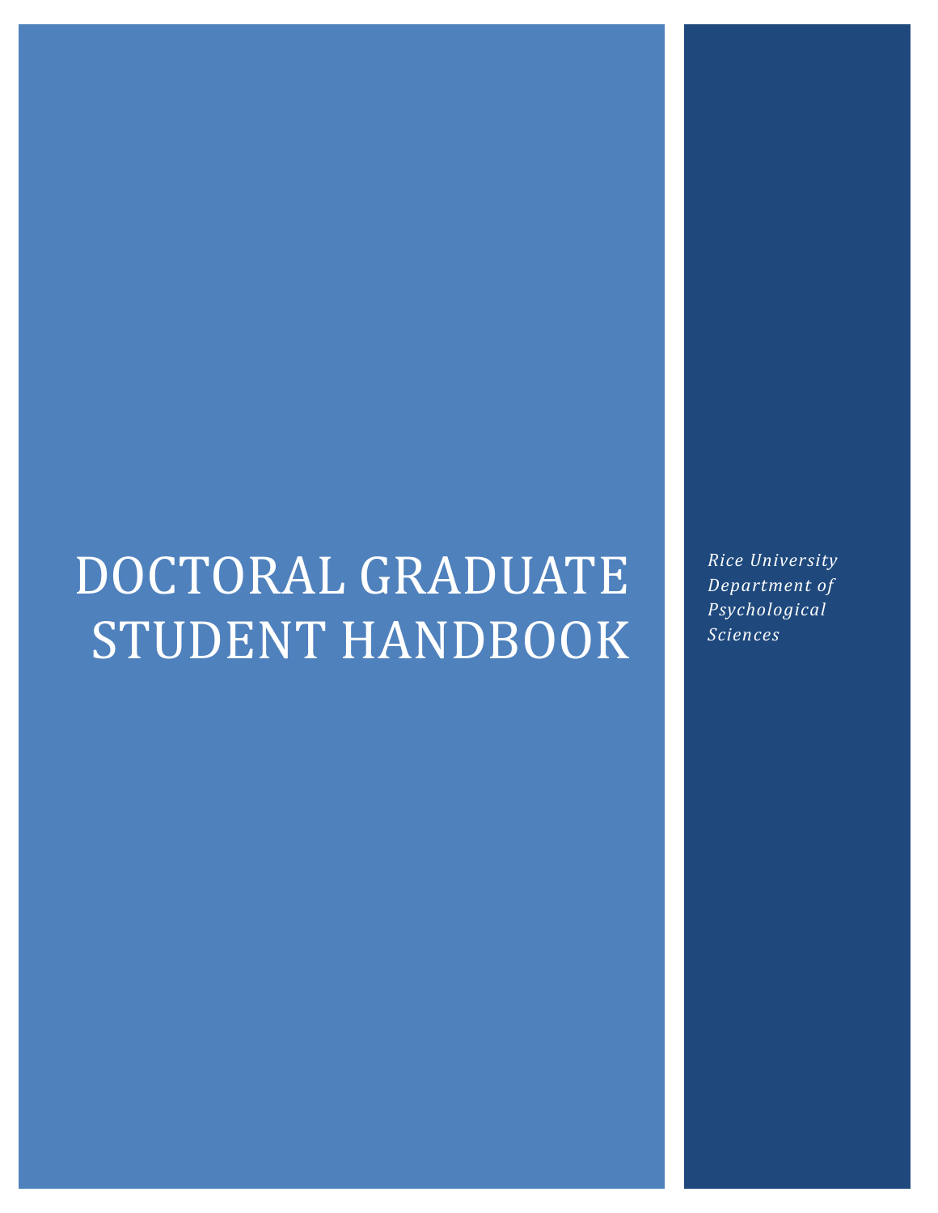# DOCTORAL GRADUATE STUDENT HANDBOOK

*Rice University Department of Psychological Sciences*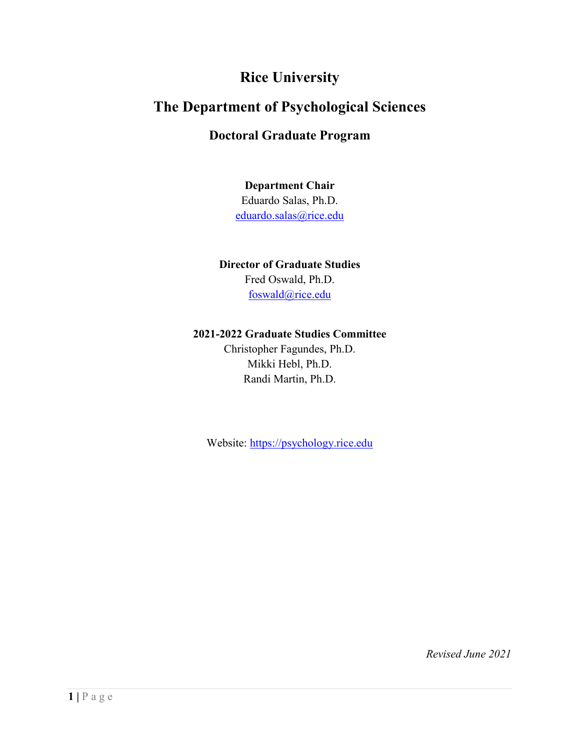# Rice University

# The Department of Psychological Sciences

## Doctoral Graduate Program

**Department Chair**
Eduardo Salas, Ph.D.
eduardo.salas@rice.edu

**Director of Graduate Studies**
Fred Oswald, Ph.D.
foswald@rice.edu

**2021-2022 Graduate Studies Committee**
Christopher Fagundes, Ph.D.
Mikki Hebl, Ph.D.
Randi Martin, Ph.D.

Website: https://psychology.rice.edu

*Revised June 2021*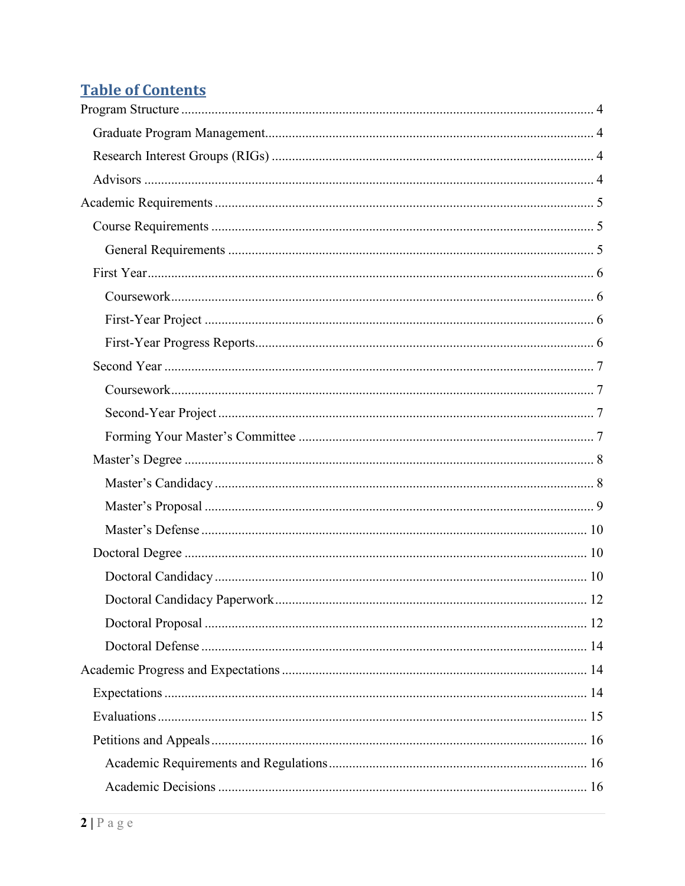# Table of Contents

- Program Structure ..... 4
  - Graduate Program Management ..... 4
  - Research Interest Groups (RIGs) ..... 4
  - Advisors ..... 4
- Academic Requirements ..... 5
  - Course Requirements ..... 5
    - General Requirements ..... 5
  - First Year ..... 6
    - Coursework ..... 6
    - First-Year Project ..... 6
    - First-Year Progress Reports ..... 6
  - Second Year ..... 7
    - Coursework ..... 7
    - Second-Year Project ..... 7
    - Forming Your Master's Committee ..... 7
  - Master's Degree ..... 8
    - Master's Candidacy ..... 8
    - Master's Proposal ..... 9
    - Master's Defense ..... 10
  - Doctoral Degree ..... 10
    - Doctoral Candidacy ..... 10
    - Doctoral Candidacy Paperwork ..... 12
    - Doctoral Proposal ..... 12
    - Doctoral Defense ..... 14
- Academic Progress and Expectations ..... 14
  - Expectations ..... 14
  - Evaluations ..... 15
  - Petitions and Appeals ..... 16
    - Academic Requirements and Regulations ..... 16
    - Academic Decisions ..... 16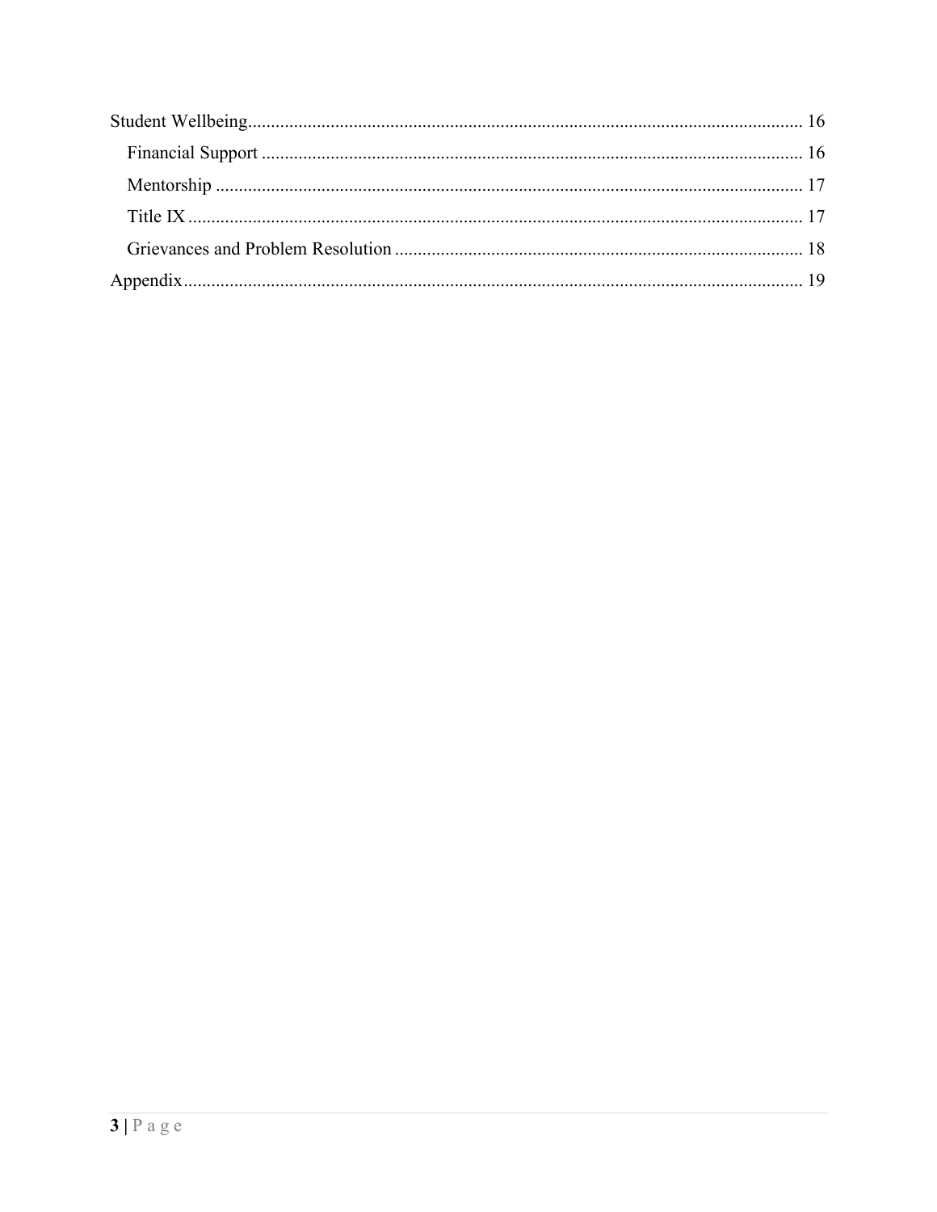Student Wellbeing ........................................................................................................................ 16

- Financial Support ..................................................................................................................... 16
- Mentorship ................................................................................................................................ 17
- Title IX ...................................................................................................................................... 17
- Grievances and Problem Resolution ......................................................................................... 18

Appendix ...................................................................................................................................... 19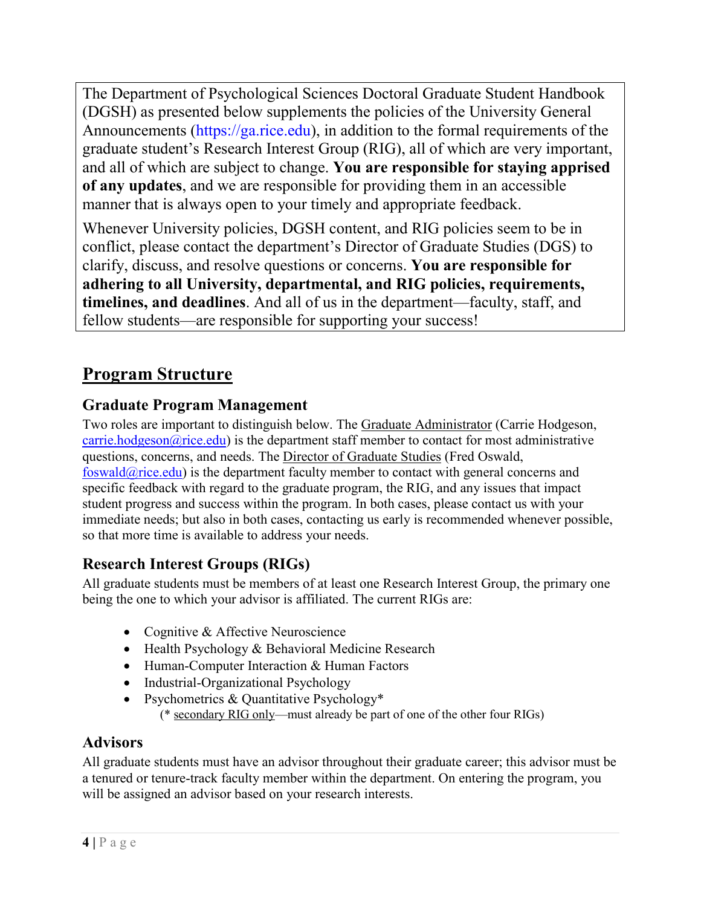The Department of Psychological Sciences Doctoral Graduate Student Handbook (DGSH) as presented below supplements the policies of the University General Announcements (https://ga.rice.edu), in addition to the formal requirements of the graduate student's Research Interest Group (RIG), all of which are very important, and all of which are subject to change. **You are responsible for staying apprised of any updates**, and we are responsible for providing them in an accessible manner that is always open to your timely and appropriate feedback.

Whenever University policies, DGSH content, and RIG policies seem to be in conflict, please contact the department's Director of Graduate Studies (DGS) to clarify, discuss, and resolve questions or concerns. **You are responsible for adhering to all University, departmental, and RIG policies, requirements, timelines, and deadlines**. And all of us in the department—faculty, staff, and fellow students—are responsible for supporting your success!

# Program Structure

## Graduate Program Management

Two roles are important to distinguish below. The Graduate Administrator (Carrie Hodgeson, carrie.hodgeson@rice.edu) is the department staff member to contact for most administrative questions, concerns, and needs. The Director of Graduate Studies (Fred Oswald, foswald@rice.edu) is the department faculty member to contact with general concerns and specific feedback with regard to the graduate program, the RIG, and any issues that impact student progress and success within the program. In both cases, please contact us with your immediate needs; but also in both cases, contacting us early is recommended whenever possible, so that more time is available to address your needs.

## Research Interest Groups (RIGs)

All graduate students must be members of at least one Research Interest Group, the primary one being the one to which your advisor is affiliated. The current RIGs are:

- Cognitive & Affective Neuroscience
- Health Psychology & Behavioral Medicine Research
- Human-Computer Interaction & Human Factors
- Industrial-Organizational Psychology
- Psychometrics & Quantitative Psychology*
  (* secondary RIG only—must already be part of one of the other four RIGs)

## Advisors

All graduate students must have an advisor throughout their graduate career; this advisor must be a tenured or tenure-track faculty member within the department. On entering the program, you will be assigned an advisor based on your research interests.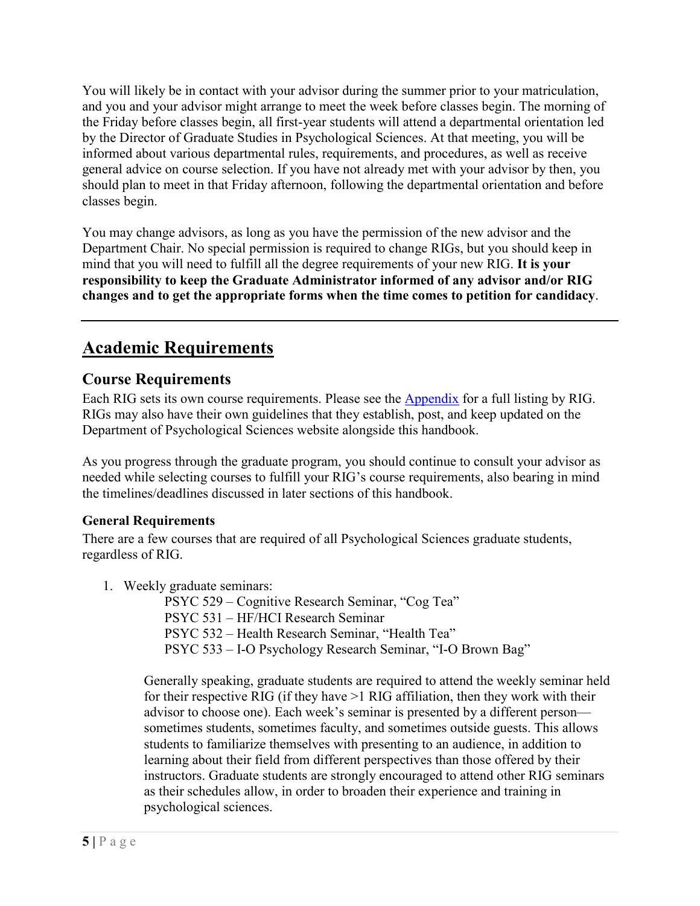You will likely be in contact with your advisor during the summer prior to your matriculation, and you and your advisor might arrange to meet the week before classes begin. The morning of the Friday before classes begin, all first-year students will attend a departmental orientation led by the Director of Graduate Studies in Psychological Sciences. At that meeting, you will be informed about various departmental rules, requirements, and procedures, as well as receive general advice on course selection. If you have not already met with your advisor by then, you should plan to meet in that Friday afternoon, following the departmental orientation and before classes begin.

You may change advisors, as long as you have the permission of the new advisor and the Department Chair. No special permission is required to change RIGs, but you should keep in mind that you will need to fulfill all the degree requirements of your new RIG. **It is your responsibility to keep the Graduate Administrator informed of any advisor and/or RIG changes and to get the appropriate forms when the time comes to petition for candidacy**.

---

# Academic Requirements

## Course Requirements

Each RIG sets its own course requirements. Please see the Appendix for a full listing by RIG. RIGs may also have their own guidelines that they establish, post, and keep updated on the Department of Psychological Sciences website alongside this handbook.

As you progress through the graduate program, you should continue to consult your advisor as needed while selecting courses to fulfill your RIG's course requirements, also bearing in mind the timelines/deadlines discussed in later sections of this handbook.

### General Requirements

There are a few courses that are required of all Psychological Sciences graduate students, regardless of RIG.

1. Weekly graduate seminars:

   PSYC 529 – Cognitive Research Seminar, "Cog Tea"
   PSYC 531 – HF/HCI Research Seminar
   PSYC 532 – Health Research Seminar, "Health Tea"
   PSYC 533 – I-O Psychology Research Seminar, "I-O Brown Bag"

   Generally speaking, graduate students are required to attend the weekly seminar held for their respective RIG (if they have >1 RIG affiliation, then they work with their advisor to choose one). Each week's seminar is presented by a different person—sometimes students, sometimes faculty, and sometimes outside guests. This allows students to familiarize themselves with presenting to an audience, in addition to learning about their field from different perspectives than those offered by their instructors. Graduate students are strongly encouraged to attend other RIG seminars as their schedules allow, in order to broaden their experience and training in psychological sciences.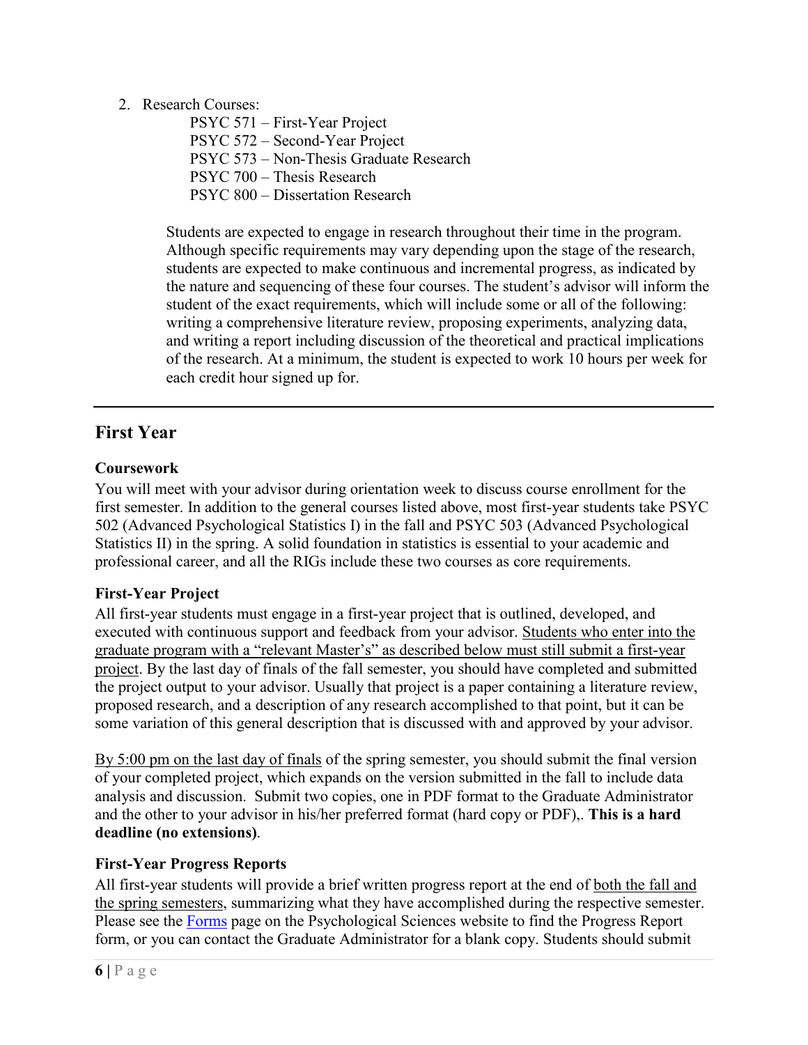2. Research Courses:

   PSYC 571 – First-Year Project
   PSYC 572 – Second-Year Project
   PSYC 573 – Non-Thesis Graduate Research
   PSYC 700 – Thesis Research
   PSYC 800 – Dissertation Research

   Students are expected to engage in research throughout their time in the program. Although specific requirements may vary depending upon the stage of the research, students are expected to make continuous and incremental progress, as indicated by the nature and sequencing of these four courses. The student's advisor will inform the student of the exact requirements, which will include some or all of the following: writing a comprehensive literature review, proposing experiments, analyzing data, and writing a report including discussion of the theoretical and practical implications of the research. At a minimum, the student is expected to work 10 hours per week for each credit hour signed up for.

---

## First Year

### Coursework

You will meet with your advisor during orientation week to discuss course enrollment for the first semester. In addition to the general courses listed above, most first-year students take PSYC 502 (Advanced Psychological Statistics I) in the fall and PSYC 503 (Advanced Psychological Statistics II) in the spring. A solid foundation in statistics is essential to your academic and professional career, and all the RIGs include these two courses as core requirements.

### First-Year Project

All first-year students must engage in a first-year project that is outlined, developed, and executed with continuous support and feedback from your advisor. Students who enter into the graduate program with a "relevant Master's" as described below must still submit a first-year project. By the last day of finals of the fall semester, you should have completed and submitted the project output to your advisor. Usually that project is a paper containing a literature review, proposed research, and a description of any research accomplished to that point, but it can be some variation of this general description that is discussed with and approved by your advisor.

By 5:00 pm on the last day of finals of the spring semester, you should submit the final version of your completed project, which expands on the version submitted in the fall to include data analysis and discussion. Submit two copies, one in PDF format to the Graduate Administrator and the other to your advisor in his/her preferred format (hard copy or PDF),. **This is a hard deadline (no extensions)**.

### First-Year Progress Reports

All first-year students will provide a brief written progress report at the end of both the fall and the spring semesters, summarizing what they have accomplished during the respective semester. Please see the Forms page on the Psychological Sciences website to find the Progress Report form, or you can contact the Graduate Administrator for a blank copy. Students should submit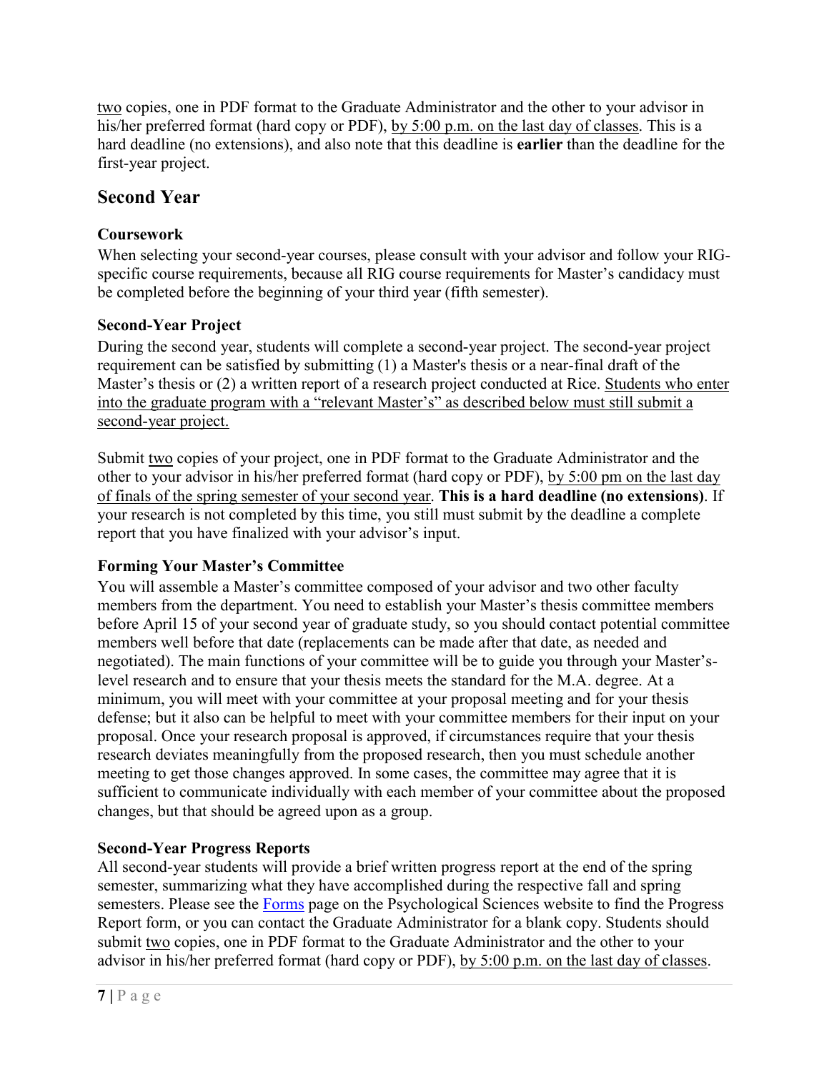two copies, one in PDF format to the Graduate Administrator and the other to your advisor in his/her preferred format (hard copy or PDF), by 5:00 p.m. on the last day of classes. This is a hard deadline (no extensions), and also note that this deadline is **earlier** than the deadline for the first-year project.

## Second Year

### Coursework

When selecting your second-year courses, please consult with your advisor and follow your RIG-specific course requirements, because all RIG course requirements for Master's candidacy must be completed before the beginning of your third year (fifth semester).

### Second-Year Project

During the second year, students will complete a second-year project. The second-year project requirement can be satisfied by submitting (1) a Master's thesis or a near-final draft of the Master's thesis or (2) a written report of a research project conducted at Rice. Students who enter into the graduate program with a "relevant Master's" as described below must still submit a second-year project.

Submit two copies of your project, one in PDF format to the Graduate Administrator and the other to your advisor in his/her preferred format (hard copy or PDF), by 5:00 pm on the last day of finals of the spring semester of your second year. **This is a hard deadline (no extensions)**. If your research is not completed by this time, you still must submit by the deadline a complete report that you have finalized with your advisor's input.

### Forming Your Master's Committee

You will assemble a Master's committee composed of your advisor and two other faculty members from the department. You need to establish your Master's thesis committee members before April 15 of your second year of graduate study, so you should contact potential committee members well before that date (replacements can be made after that date, as needed and negotiated). The main functions of your committee will be to guide you through your Master's-level research and to ensure that your thesis meets the standard for the M.A. degree. At a minimum, you will meet with your committee at your proposal meeting and for your thesis defense; but it also can be helpful to meet with your committee members for their input on your proposal. Once your research proposal is approved, if circumstances require that your thesis research deviates meaningfully from the proposed research, then you must schedule another meeting to get those changes approved. In some cases, the committee may agree that it is sufficient to communicate individually with each member of your committee about the proposed changes, but that should be agreed upon as a group.

### Second-Year Progress Reports

All second-year students will provide a brief written progress report at the end of the spring semester, summarizing what they have accomplished during the respective fall and spring semesters. Please see the Forms page on the Psychological Sciences website to find the Progress Report form, or you can contact the Graduate Administrator for a blank copy. Students should submit two copies, one in PDF format to the Graduate Administrator and the other to your advisor in his/her preferred format (hard copy or PDF), by 5:00 p.m. on the last day of classes.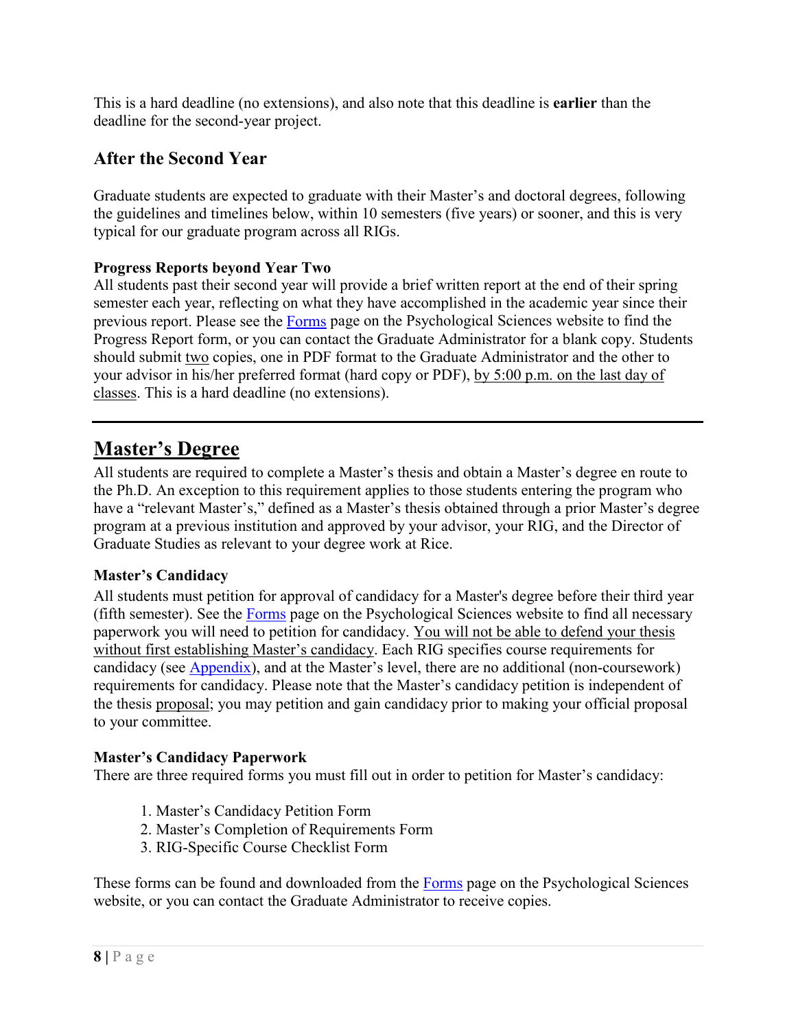This is a hard deadline (no extensions), and also note that this deadline is **earlier** than the deadline for the second-year project.

### After the Second Year

Graduate students are expected to graduate with their Master's and doctoral degrees, following the guidelines and timelines below, within 10 semesters (five years) or sooner, and this is very typical for our graduate program across all RIGs.

**Progress Reports beyond Year Two**
All students past their second year will provide a brief written report at the end of their spring semester each year, reflecting on what they have accomplished in the academic year since their previous report. Please see the Forms page on the Psychological Sciences website to find the Progress Report form, or you can contact the Graduate Administrator for a blank copy. Students should submit two copies, one in PDF format to the Graduate Administrator and the other to your advisor in his/her preferred format (hard copy or PDF), by 5:00 p.m. on the last day of classes. This is a hard deadline (no extensions).

---

## Master's Degree

All students are required to complete a Master's thesis and obtain a Master's degree en route to the Ph.D. An exception to this requirement applies to those students entering the program who have a "relevant Master's," defined as a Master's thesis obtained through a prior Master's degree program at a previous institution and approved by your advisor, your RIG, and the Director of Graduate Studies as relevant to your degree work at Rice.

**Master's Candidacy**
All students must petition for approval of candidacy for a Master's degree before their third year (fifth semester). See the Forms page on the Psychological Sciences website to find all necessary paperwork you will need to petition for candidacy. You will not be able to defend your thesis without first establishing Master's candidacy. Each RIG specifies course requirements for candidacy (see Appendix), and at the Master's level, there are no additional (non-coursework) requirements for candidacy. Please note that the Master's candidacy petition is independent of the thesis proposal; you may petition and gain candidacy prior to making your official proposal to your committee.

**Master's Candidacy Paperwork**
There are three required forms you must fill out in order to petition for Master's candidacy:

1. Master's Candidacy Petition Form
2. Master's Completion of Requirements Form
3. RIG-Specific Course Checklist Form

These forms can be found and downloaded from the Forms page on the Psychological Sciences website, or you can contact the Graduate Administrator to receive copies.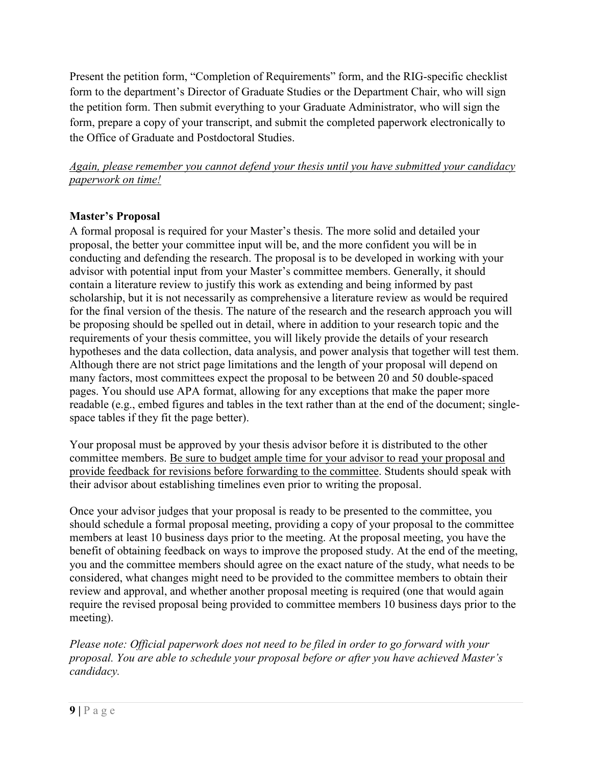Present the petition form, "Completion of Requirements" form, and the RIG-specific checklist form to the department's Director of Graduate Studies or the Department Chair, who will sign the petition form. Then submit everything to your Graduate Administrator, who will sign the form, prepare a copy of your transcript, and submit the completed paperwork electronically to the Office of Graduate and Postdoctoral Studies.

<u>*Again, please remember you cannot defend your thesis until you have submitted your candidacy paperwork on time!*</u>

**Master's Proposal**

A formal proposal is required for your Master's thesis. The more solid and detailed your proposal, the better your committee input will be, and the more confident you will be in conducting and defending the research. The proposal is to be developed in working with your advisor with potential input from your Master's committee members. Generally, it should contain a literature review to justify this work as extending and being informed by past scholarship, but it is not necessarily as comprehensive a literature review as would be required for the final version of the thesis. The nature of the research and the research approach you will be proposing should be spelled out in detail, where in addition to your research topic and the requirements of your thesis committee, you will likely provide the details of your research hypotheses and the data collection, data analysis, and power analysis that together will test them. Although there are not strict page limitations and the length of your proposal will depend on many factors, most committees expect the proposal to be between 20 and 50 double-spaced pages. You should use APA format, allowing for any exceptions that make the paper more readable (e.g., embed figures and tables in the text rather than at the end of the document; single-space tables if they fit the page better).

Your proposal must be approved by your thesis advisor before it is distributed to the other committee members. <u>Be sure to budget ample time for your advisor to read your proposal and provide feedback for revisions before forwarding to the committee</u>. Students should speak with their advisor about establishing timelines even prior to writing the proposal.

Once your advisor judges that your proposal is ready to be presented to the committee, you should schedule a formal proposal meeting, providing a copy of your proposal to the committee members at least 10 business days prior to the meeting. At the proposal meeting, you have the benefit of obtaining feedback on ways to improve the proposed study. At the end of the meeting, you and the committee members should agree on the exact nature of the study, what needs to be considered, what changes might need to be provided to the committee members to obtain their review and approval, and whether another proposal meeting is required (one that would again require the revised proposal being provided to committee members 10 business days prior to the meeting).

*Please note: Official paperwork does not need to be filed in order to go forward with your proposal. You are able to schedule your proposal before or after you have achieved Master's candidacy.*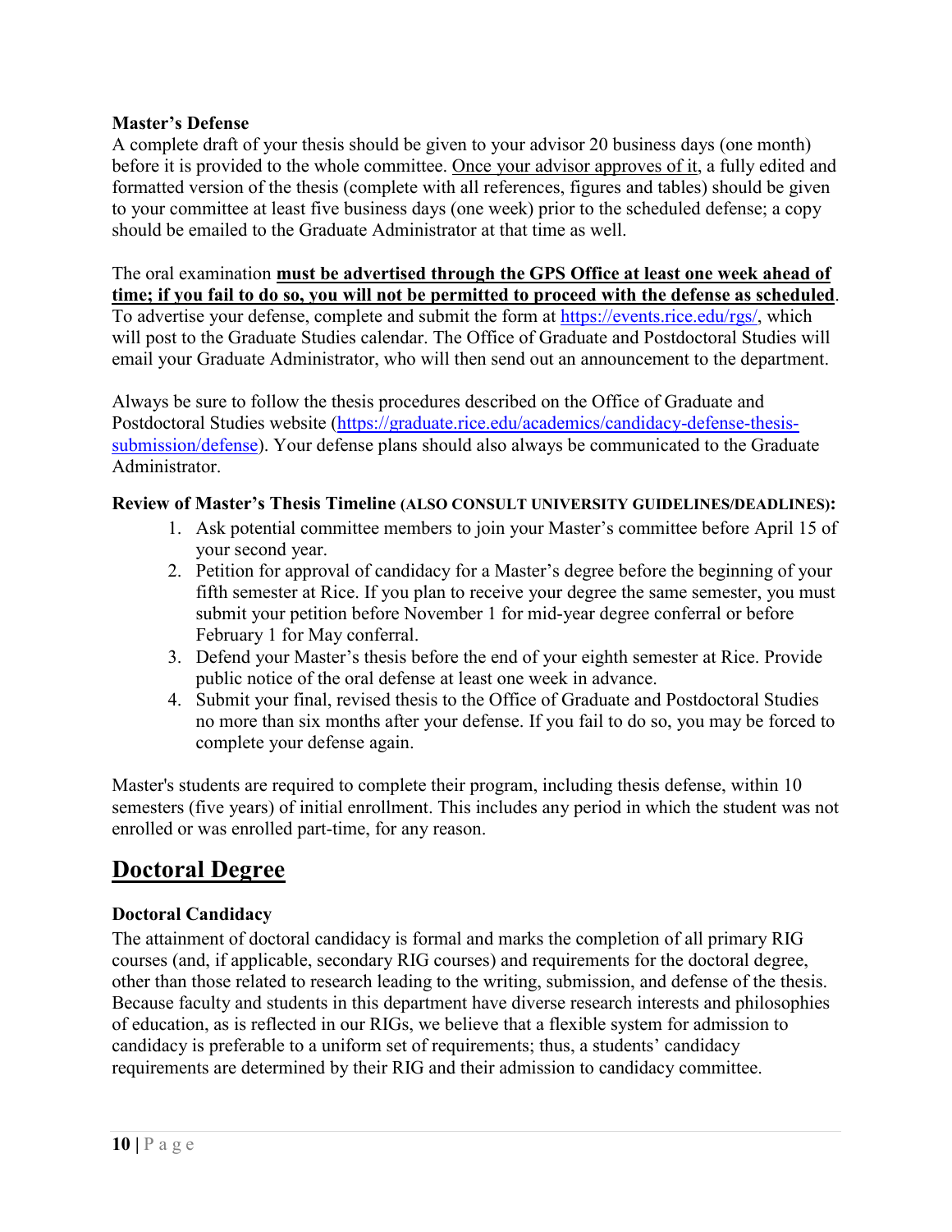**Master's Defense**

A complete draft of your thesis should be given to your advisor 20 business days (one month) before it is provided to the whole committee. <u>Once your advisor approves of it</u>, a fully edited and formatted version of the thesis (complete with all references, figures and tables) should be given to your committee at least five business days (one week) prior to the scheduled defense; a copy should be emailed to the Graduate Administrator at that time as well.

The oral examination **<u>must be advertised through the GPS Office at least one week ahead of time; if you fail to do so, you will not be permitted to proceed with the defense as scheduled</u>**. To advertise your defense, complete and submit the form at https://events.rice.edu/rgs/, which will post to the Graduate Studies calendar. The Office of Graduate and Postdoctoral Studies will email your Graduate Administrator, who will then send out an announcement to the department.

Always be sure to follow the thesis procedures described on the Office of Graduate and Postdoctoral Studies website (https://graduate.rice.edu/academics/candidacy-defense-thesis-submission/defense). Your defense plans should also always be communicated to the Graduate Administrator.

**Review of Master's Thesis Timeline (ALSO CONSULT UNIVERSITY GUIDELINES/DEADLINES):**

1. Ask potential committee members to join your Master's committee before April 15 of your second year.
2. Petition for approval of candidacy for a Master's degree before the beginning of your fifth semester at Rice. If you plan to receive your degree the same semester, you must submit your petition before November 1 for mid-year degree conferral or before February 1 for May conferral.
3. Defend your Master's thesis before the end of your eighth semester at Rice. Provide public notice of the oral defense at least one week in advance.
4. Submit your final, revised thesis to the Office of Graduate and Postdoctoral Studies no more than six months after your defense. If you fail to do so, you may be forced to complete your defense again.

Master's students are required to complete their program, including thesis defense, within 10 semesters (five years) of initial enrollment. This includes any period in which the student was not enrolled or was enrolled part-time, for any reason.

## <u>Doctoral Degree</u>

**Doctoral Candidacy**

The attainment of doctoral candidacy is formal and marks the completion of all primary RIG courses (and, if applicable, secondary RIG courses) and requirements for the doctoral degree, other than those related to research leading to the writing, submission, and defense of the thesis. Because faculty and students in this department have diverse research interests and philosophies of education, as is reflected in our RIGs, we believe that a flexible system for admission to candidacy is preferable to a uniform set of requirements; thus, a students' candidacy requirements are determined by their RIG and their admission to candidacy committee.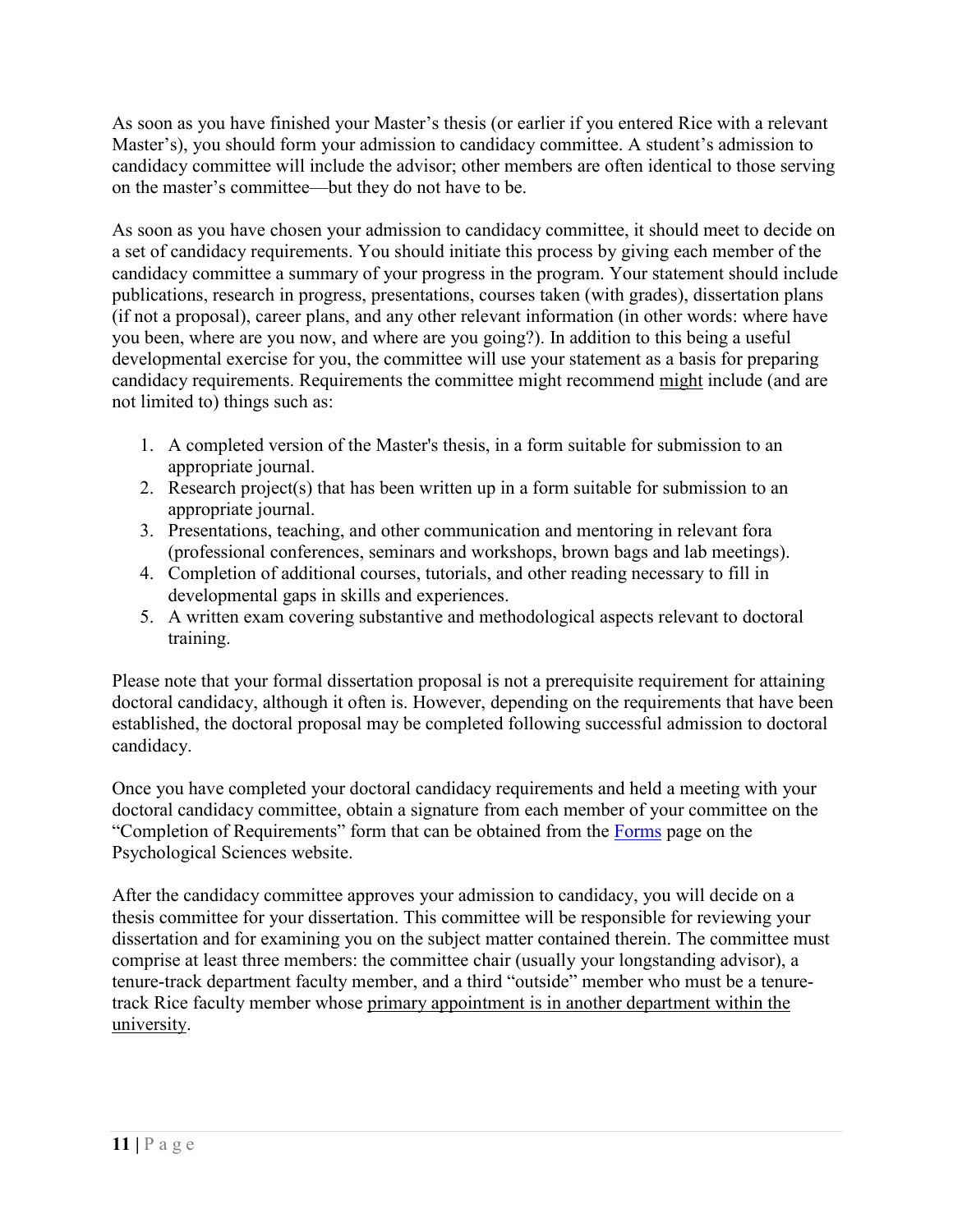As soon as you have finished your Master's thesis (or earlier if you entered Rice with a relevant Master's), you should form your admission to candidacy committee. A student's admission to candidacy committee will include the advisor; other members are often identical to those serving on the master's committee—but they do not have to be.

As soon as you have chosen your admission to candidacy committee, it should meet to decide on a set of candidacy requirements. You should initiate this process by giving each member of the candidacy committee a summary of your progress in the program. Your statement should include publications, research in progress, presentations, courses taken (with grades), dissertation plans (if not a proposal), career plans, and any other relevant information (in other words: where have you been, where are you now, and where are you going?). In addition to this being a useful developmental exercise for you, the committee will use your statement as a basis for preparing candidacy requirements. Requirements the committee might recommend <u>might</u> include (and are not limited to) things such as:

1. A completed version of the Master's thesis, in a form suitable for submission to an appropriate journal.
2. Research project(s) that has been written up in a form suitable for submission to an appropriate journal.
3. Presentations, teaching, and other communication and mentoring in relevant fora (professional conferences, seminars and workshops, brown bags and lab meetings).
4. Completion of additional courses, tutorials, and other reading necessary to fill in developmental gaps in skills and experiences.
5. A written exam covering substantive and methodological aspects relevant to doctoral training.

Please note that your formal dissertation proposal is not a prerequisite requirement for attaining doctoral candidacy, although it often is. However, depending on the requirements that have been established, the doctoral proposal may be completed following successful admission to doctoral candidacy.

Once you have completed your doctoral candidacy requirements and held a meeting with your doctoral candidacy committee, obtain a signature from each member of your committee on the "Completion of Requirements" form that can be obtained from the Forms page on the Psychological Sciences website.

After the candidacy committee approves your admission to candidacy, you will decide on a thesis committee for your dissertation. This committee will be responsible for reviewing your dissertation and for examining you on the subject matter contained therein. The committee must comprise at least three members: the committee chair (usually your longstanding advisor), a tenure-track department faculty member, and a third "outside" member who must be a tenure-track Rice faculty member whose <u>primary appointment is in another department within the university</u>.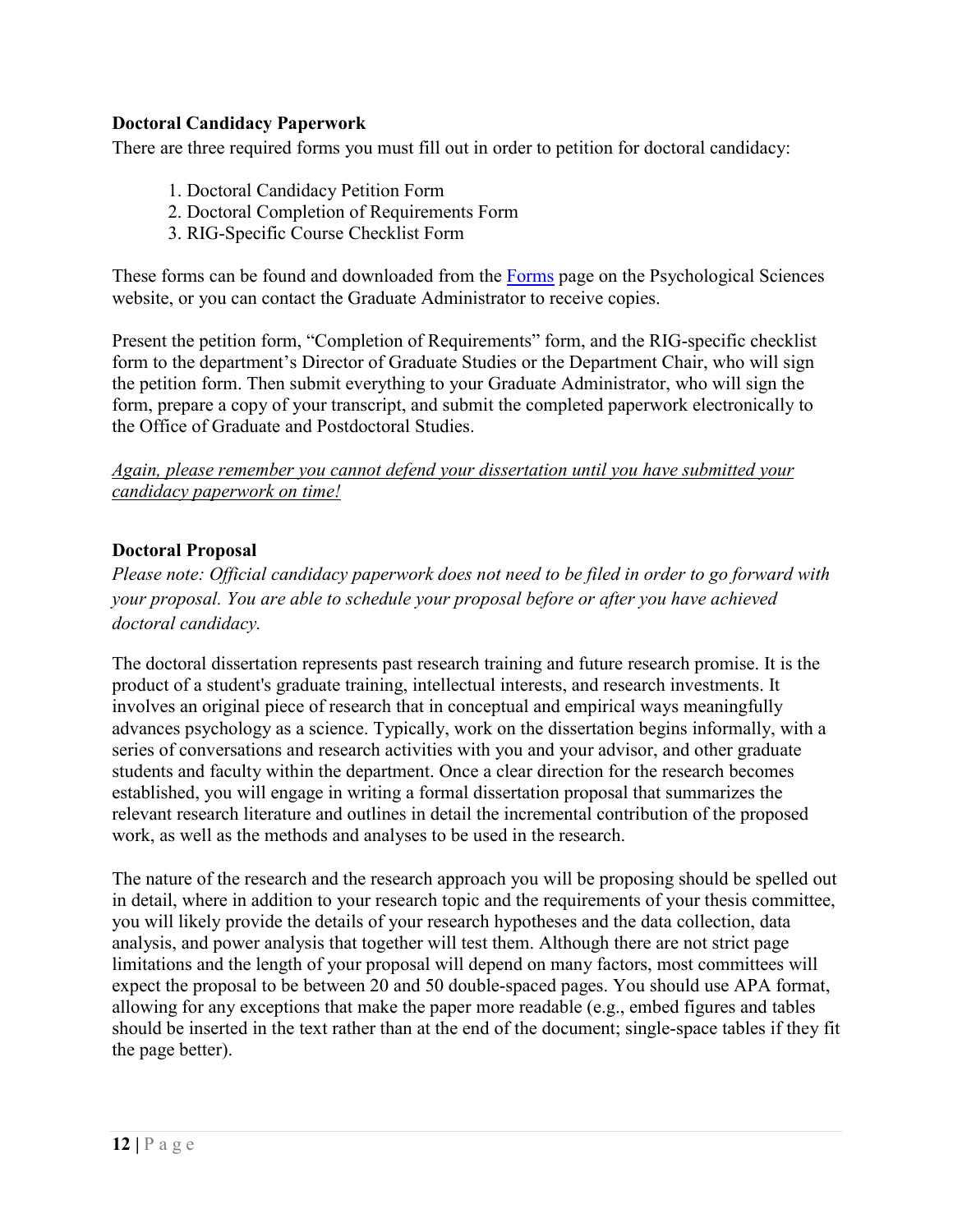### Doctoral Candidacy Paperwork

There are three required forms you must fill out in order to petition for doctoral candidacy:

1. Doctoral Candidacy Petition Form
2. Doctoral Completion of Requirements Form
3. RIG-Specific Course Checklist Form

These forms can be found and downloaded from the [Forms]() page on the Psychological Sciences website, or you can contact the Graduate Administrator to receive copies.

Present the petition form, "Completion of Requirements" form, and the RIG-specific checklist form to the department's Director of Graduate Studies or the Department Chair, who will sign the petition form. Then submit everything to your Graduate Administrator, who will sign the form, prepare a copy of your transcript, and submit the completed paperwork electronically to the Office of Graduate and Postdoctoral Studies.

*Again, please remember you cannot defend your dissertation until you have submitted your candidacy paperwork on time!*

### Doctoral Proposal

*Please note: Official candidacy paperwork does not need to be filed in order to go forward with your proposal. You are able to schedule your proposal before or after you have achieved doctoral candidacy.*

The doctoral dissertation represents past research training and future research promise. It is the product of a student's graduate training, intellectual interests, and research investments. It involves an original piece of research that in conceptual and empirical ways meaningfully advances psychology as a science. Typically, work on the dissertation begins informally, with a series of conversations and research activities with you and your advisor, and other graduate students and faculty within the department. Once a clear direction for the research becomes established, you will engage in writing a formal dissertation proposal that summarizes the relevant research literature and outlines in detail the incremental contribution of the proposed work, as well as the methods and analyses to be used in the research.

The nature of the research and the research approach you will be proposing should be spelled out in detail, where in addition to your research topic and the requirements of your thesis committee, you will likely provide the details of your research hypotheses and the data collection, data analysis, and power analysis that together will test them. Although there are not strict page limitations and the length of your proposal will depend on many factors, most committees will expect the proposal to be between 20 and 50 double-spaced pages. You should use APA format, allowing for any exceptions that make the paper more readable (e.g., embed figures and tables should be inserted in the text rather than at the end of the document; single-space tables if they fit the page better).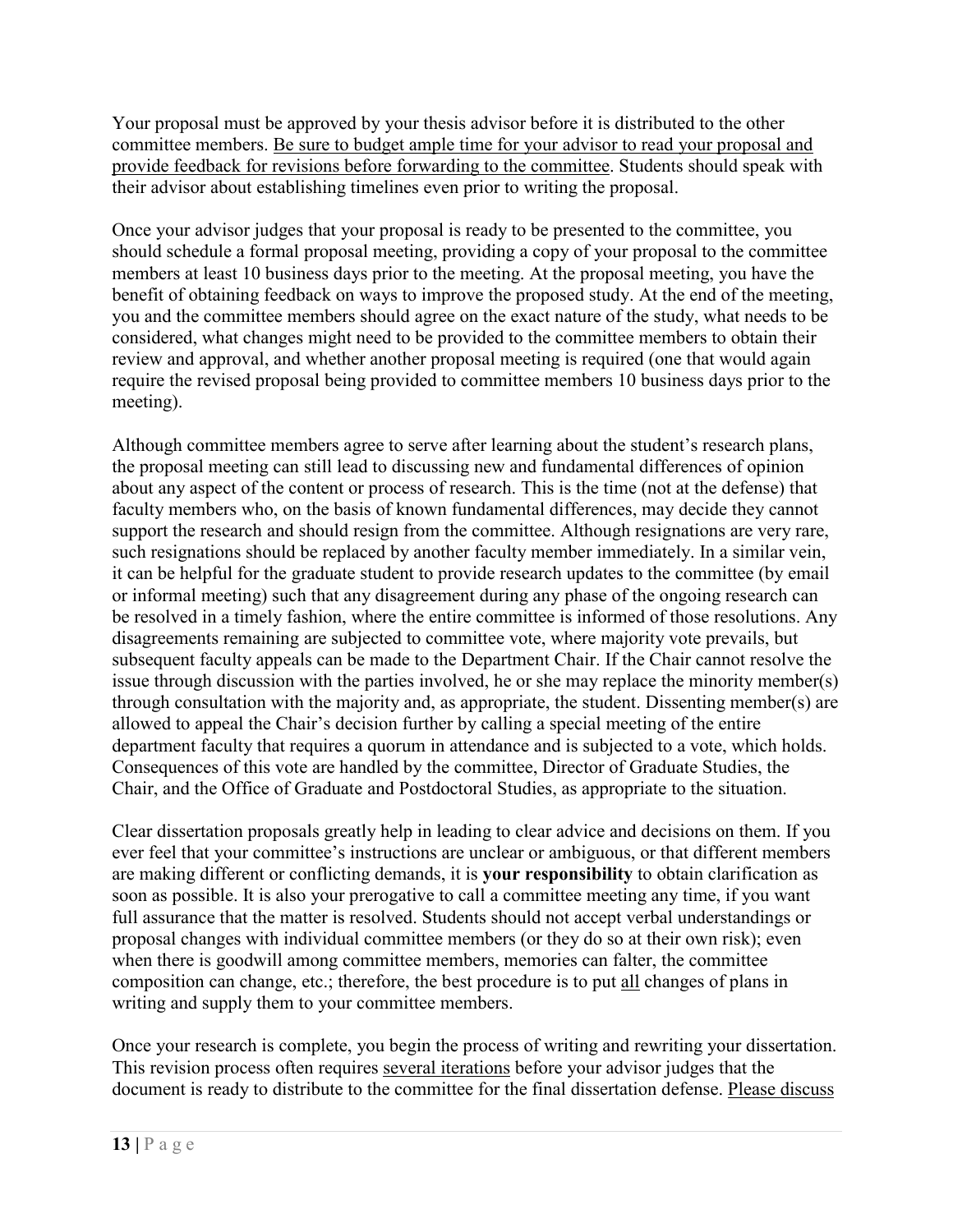Your proposal must be approved by your thesis advisor before it is distributed to the other committee members. <u>Be sure to budget ample time for your advisor to read your proposal and provide feedback for revisions before forwarding to the committee</u>. Students should speak with their advisor about establishing timelines even prior to writing the proposal.

Once your advisor judges that your proposal is ready to be presented to the committee, you should schedule a formal proposal meeting, providing a copy of your proposal to the committee members at least 10 business days prior to the meeting. At the proposal meeting, you have the benefit of obtaining feedback on ways to improve the proposed study. At the end of the meeting, you and the committee members should agree on the exact nature of the study, what needs to be considered, what changes might need to be provided to the committee members to obtain their review and approval, and whether another proposal meeting is required (one that would again require the revised proposal being provided to committee members 10 business days prior to the meeting).

Although committee members agree to serve after learning about the student's research plans, the proposal meeting can still lead to discussing new and fundamental differences of opinion about any aspect of the content or process of research. This is the time (not at the defense) that faculty members who, on the basis of known fundamental differences, may decide they cannot support the research and should resign from the committee. Although resignations are very rare, such resignations should be replaced by another faculty member immediately. In a similar vein, it can be helpful for the graduate student to provide research updates to the committee (by email or informal meeting) such that any disagreement during any phase of the ongoing research can be resolved in a timely fashion, where the entire committee is informed of those resolutions. Any disagreements remaining are subjected to committee vote, where majority vote prevails, but subsequent faculty appeals can be made to the Department Chair. If the Chair cannot resolve the issue through discussion with the parties involved, he or she may replace the minority member(s) through consultation with the majority and, as appropriate, the student. Dissenting member(s) are allowed to appeal the Chair's decision further by calling a special meeting of the entire department faculty that requires a quorum in attendance and is subjected to a vote, which holds. Consequences of this vote are handled by the committee, Director of Graduate Studies, the Chair, and the Office of Graduate and Postdoctoral Studies, as appropriate to the situation.

Clear dissertation proposals greatly help in leading to clear advice and decisions on them. If you ever feel that your committee's instructions are unclear or ambiguous, or that different members are making different or conflicting demands, it is **your responsibility** to obtain clarification as soon as possible. It is also your prerogative to call a committee meeting any time, if you want full assurance that the matter is resolved. Students should not accept verbal understandings or proposal changes with individual committee members (or they do so at their own risk); even when there is goodwill among committee members, memories can falter, the committee composition can change, etc.; therefore, the best procedure is to put <u>all</u> changes of plans in writing and supply them to your committee members.

Once your research is complete, you begin the process of writing and rewriting your dissertation. This revision process often requires <u>several iterations</u> before your advisor judges that the document is ready to distribute to the committee for the final dissertation defense. <u>Please discuss</u>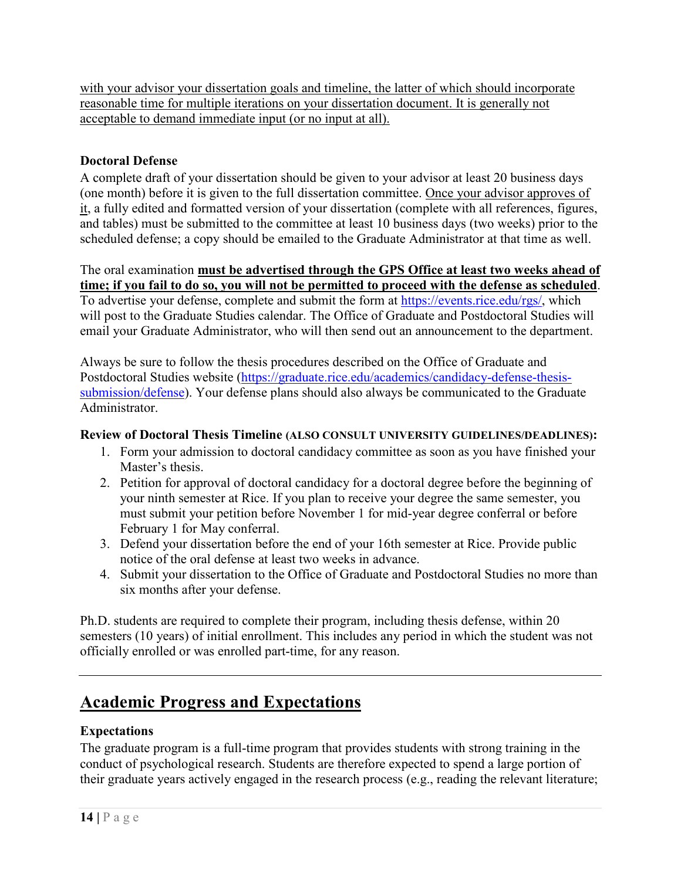with your advisor your dissertation goals and timeline, the latter of which should incorporate reasonable time for multiple iterations on your dissertation document. It is generally not acceptable to demand immediate input (or no input at all).

### Doctoral Defense

A complete draft of your dissertation should be given to your advisor at least 20 business days (one month) before it is given to the full dissertation committee. Once your advisor approves of it, a fully edited and formatted version of your dissertation (complete with all references, figures, and tables) must be submitted to the committee at least 10 business days (two weeks) prior to the scheduled defense; a copy should be emailed to the Graduate Administrator at that time as well.

The oral examination **must be advertised through the GPS Office at least two weeks ahead of time; if you fail to do so, you will not be permitted to proceed with the defense as scheduled**. To advertise your defense, complete and submit the form at https://events.rice.edu/rgs/, which will post to the Graduate Studies calendar. The Office of Graduate and Postdoctoral Studies will email your Graduate Administrator, who will then send out an announcement to the department.

Always be sure to follow the thesis procedures described on the Office of Graduate and Postdoctoral Studies website (https://graduate.rice.edu/academics/candidacy-defense-thesis-submission/defense). Your defense plans should also always be communicated to the Graduate Administrator.

### Review of Doctoral Thesis Timeline (ALSO CONSULT UNIVERSITY GUIDELINES/DEADLINES):

1. Form your admission to doctoral candidacy committee as soon as you have finished your Master's thesis.
2. Petition for approval of doctoral candidacy for a doctoral degree before the beginning of your ninth semester at Rice. If you plan to receive your degree the same semester, you must submit your petition before November 1 for mid-year degree conferral or before February 1 for May conferral.
3. Defend your dissertation before the end of your 16th semester at Rice. Provide public notice of the oral defense at least two weeks in advance.
4. Submit your dissertation to the Office of Graduate and Postdoctoral Studies no more than six months after your defense.

Ph.D. students are required to complete their program, including thesis defense, within 20 semesters (10 years) of initial enrollment. This includes any period in which the student was not officially enrolled or was enrolled part-time, for any reason.

---

## Academic Progress and Expectations

### Expectations

The graduate program is a full-time program that provides students with strong training in the conduct of psychological research. Students are therefore expected to spend a large portion of their graduate years actively engaged in the research process (e.g., reading the relevant literature;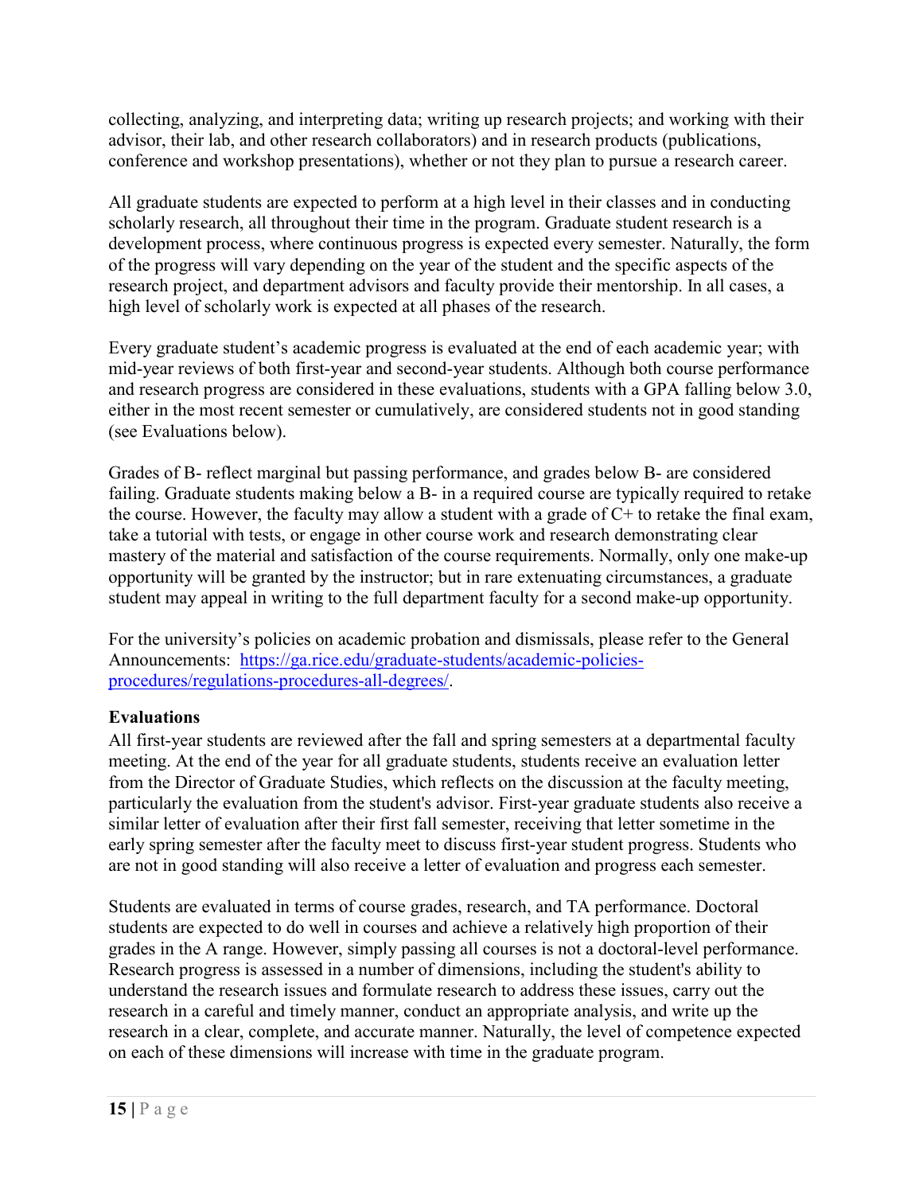collecting, analyzing, and interpreting data; writing up research projects; and working with their advisor, their lab, and other research collaborators) and in research products (publications, conference and workshop presentations), whether or not they plan to pursue a research career.

All graduate students are expected to perform at a high level in their classes and in conducting scholarly research, all throughout their time in the program. Graduate student research is a development process, where continuous progress is expected every semester. Naturally, the form of the progress will vary depending on the year of the student and the specific aspects of the research project, and department advisors and faculty provide their mentorship. In all cases, a high level of scholarly work is expected at all phases of the research.

Every graduate student's academic progress is evaluated at the end of each academic year; with mid-year reviews of both first-year and second-year students. Although both course performance and research progress are considered in these evaluations, students with a GPA falling below 3.0, either in the most recent semester or cumulatively, are considered students not in good standing (see Evaluations below).

Grades of B- reflect marginal but passing performance, and grades below B- are considered failing. Graduate students making below a B- in a required course are typically required to retake the course. However, the faculty may allow a student with a grade of C+ to retake the final exam, take a tutorial with tests, or engage in other course work and research demonstrating clear mastery of the material and satisfaction of the course requirements. Normally, only one make-up opportunity will be granted by the instructor; but in rare extenuating circumstances, a graduate student may appeal in writing to the full department faculty for a second make-up opportunity.

For the university's policies on academic probation and dismissals, please refer to the General Announcements: [https://ga.rice.edu/graduate-students/academic-policies-procedures/regulations-procedures-all-degrees/](https://ga.rice.edu/graduate-students/academic-policies-procedures/regulations-procedures-all-degrees/).

**Evaluations**

All first-year students are reviewed after the fall and spring semesters at a departmental faculty meeting. At the end of the year for all graduate students, students receive an evaluation letter from the Director of Graduate Studies, which reflects on the discussion at the faculty meeting, particularly the evaluation from the student's advisor. First-year graduate students also receive a similar letter of evaluation after their first fall semester, receiving that letter sometime in the early spring semester after the faculty meet to discuss first-year student progress. Students who are not in good standing will also receive a letter of evaluation and progress each semester.

Students are evaluated in terms of course grades, research, and TA performance. Doctoral students are expected to do well in courses and achieve a relatively high proportion of their grades in the A range. However, simply passing all courses is not a doctoral-level performance. Research progress is assessed in a number of dimensions, including the student's ability to understand the research issues and formulate research to address these issues, carry out the research in a careful and timely manner, conduct an appropriate analysis, and write up the research in a clear, complete, and accurate manner. Naturally, the level of competence expected on each of these dimensions will increase with time in the graduate program.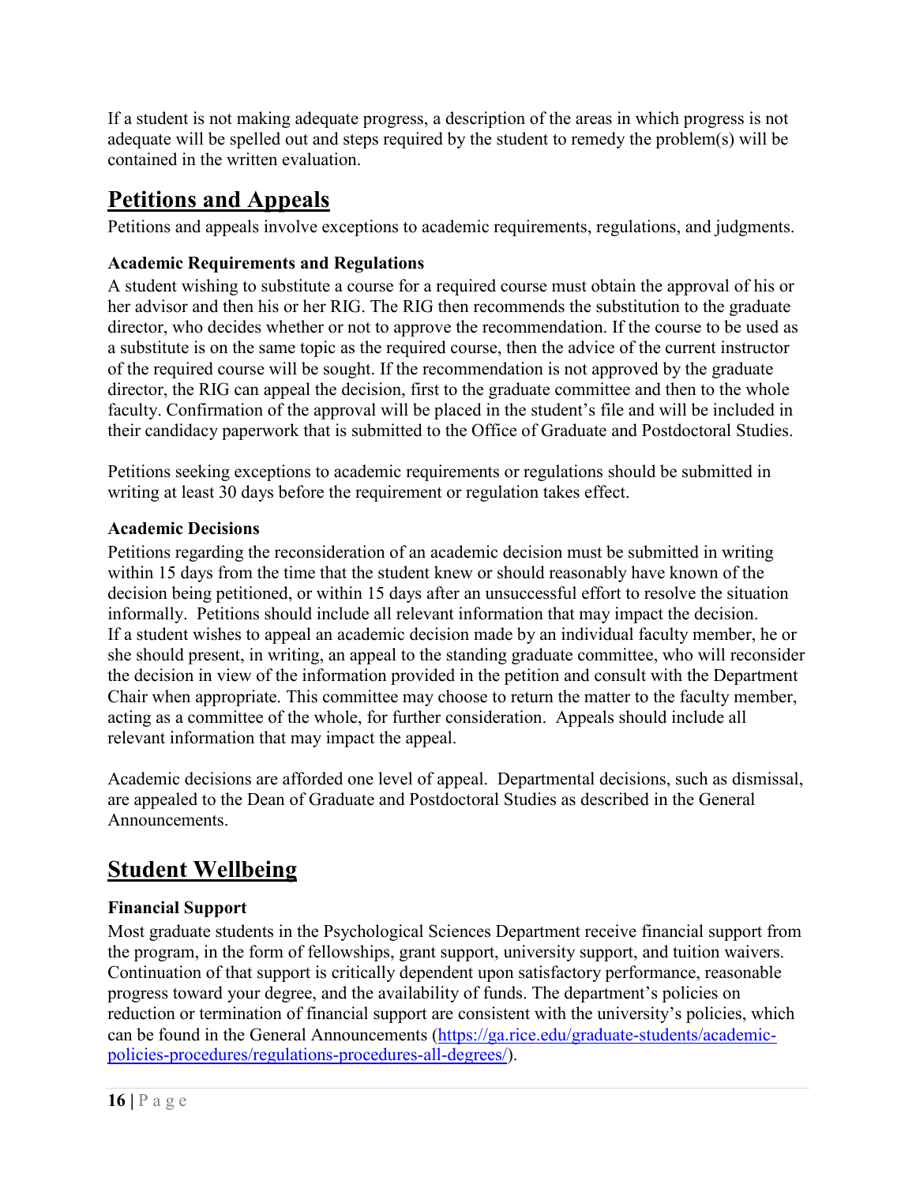If a student is not making adequate progress, a description of the areas in which progress is not adequate will be spelled out and steps required by the student to remedy the problem(s) will be contained in the written evaluation.

## Petitions and Appeals

Petitions and appeals involve exceptions to academic requirements, regulations, and judgments.

### Academic Requirements and Regulations

A student wishing to substitute a course for a required course must obtain the approval of his or her advisor and then his or her RIG. The RIG then recommends the substitution to the graduate director, who decides whether or not to approve the recommendation. If the course to be used as a substitute is on the same topic as the required course, then the advice of the current instructor of the required course will be sought. If the recommendation is not approved by the graduate director, the RIG can appeal the decision, first to the graduate committee and then to the whole faculty. Confirmation of the approval will be placed in the student's file and will be included in their candidacy paperwork that is submitted to the Office of Graduate and Postdoctoral Studies.

Petitions seeking exceptions to academic requirements or regulations should be submitted in writing at least 30 days before the requirement or regulation takes effect.

### Academic Decisions

Petitions regarding the reconsideration of an academic decision must be submitted in writing within 15 days from the time that the student knew or should reasonably have known of the decision being petitioned, or within 15 days after an unsuccessful effort to resolve the situation informally. Petitions should include all relevant information that may impact the decision. If a student wishes to appeal an academic decision made by an individual faculty member, he or she should present, in writing, an appeal to the standing graduate committee, who will reconsider the decision in view of the information provided in the petition and consult with the Department Chair when appropriate. This committee may choose to return the matter to the faculty member, acting as a committee of the whole, for further consideration. Appeals should include all relevant information that may impact the appeal.

Academic decisions are afforded one level of appeal. Departmental decisions, such as dismissal, are appealed to the Dean of Graduate and Postdoctoral Studies as described in the General Announcements.

## Student Wellbeing

### Financial Support

Most graduate students in the Psychological Sciences Department receive financial support from the program, in the form of fellowships, grant support, university support, and tuition waivers. Continuation of that support is critically dependent upon satisfactory performance, reasonable progress toward your degree, and the availability of funds. The department's policies on reduction or termination of financial support are consistent with the university's policies, which can be found in the General Announcements ([https://ga.rice.edu/graduate-students/academic-policies-procedures/regulations-procedures-all-degrees/](https://ga.rice.edu/graduate-students/academic-policies-procedures/regulations-procedures-all-degrees/)).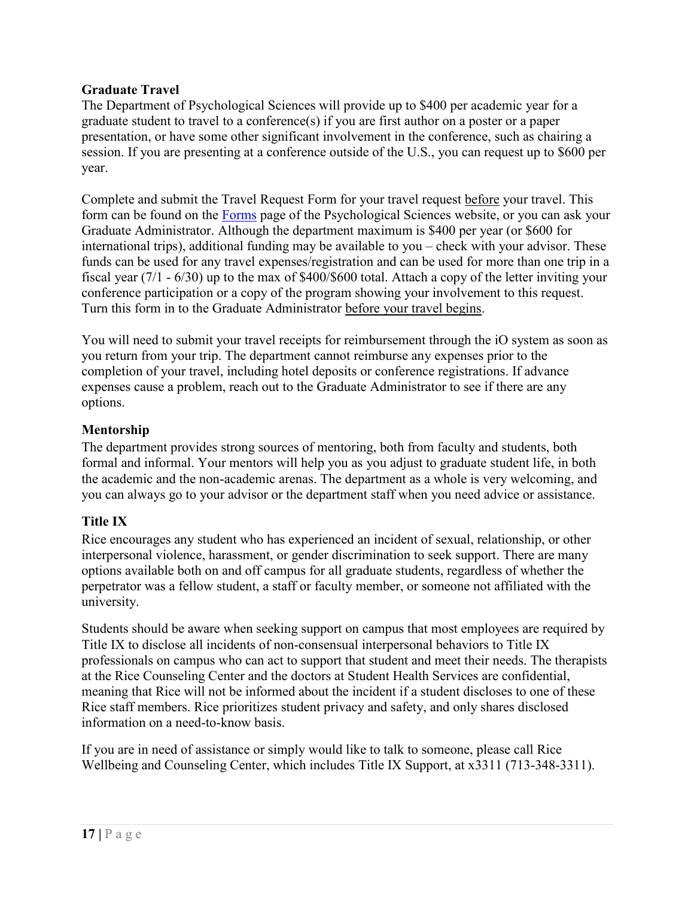**Graduate Travel**

The Department of Psychological Sciences will provide up to $400 per academic year for a graduate student to travel to a conference(s) if you are first author on a poster or a paper presentation, or have some other significant involvement in the conference, such as chairing a session. If you are presenting at a conference outside of the U.S., you can request up to $600 per year.

Complete and submit the Travel Request Form for your travel request before your travel. This form can be found on the [Forms](#) page of the Psychological Sciences website, or you can ask your Graduate Administrator. Although the department maximum is $400 per year (or $600 for international trips), additional funding may be available to you – check with your advisor. These funds can be used for any travel expenses/registration and can be used for more than one trip in a fiscal year (7/1 - 6/30) up to the max of $400/$600 total. Attach a copy of the letter inviting your conference participation or a copy of the program showing your involvement to this request. Turn this form in to the Graduate Administrator before your travel begins.

You will need to submit your travel receipts for reimbursement through the iO system as soon as you return from your trip. The department cannot reimburse any expenses prior to the completion of your travel, including hotel deposits or conference registrations. If advance expenses cause a problem, reach out to the Graduate Administrator to see if there are any options.

**Mentorship**

The department provides strong sources of mentoring, both from faculty and students, both formal and informal. Your mentors will help you as you adjust to graduate student life, in both the academic and the non-academic arenas. The department as a whole is very welcoming, and you can always go to your advisor or the department staff when you need advice or assistance.

**Title IX**

Rice encourages any student who has experienced an incident of sexual, relationship, or other interpersonal violence, harassment, or gender discrimination to seek support. There are many options available both on and off campus for all graduate students, regardless of whether the perpetrator was a fellow student, a staff or faculty member, or someone not affiliated with the university.

Students should be aware when seeking support on campus that most employees are required by Title IX to disclose all incidents of non-consensual interpersonal behaviors to Title IX professionals on campus who can act to support that student and meet their needs. The therapists at the Rice Counseling Center and the doctors at Student Health Services are confidential, meaning that Rice will not be informed about the incident if a student discloses to one of these Rice staff members. Rice prioritizes student privacy and safety, and only shares disclosed information on a need-to-know basis.

If you are in need of assistance or simply would like to talk to someone, please call Rice Wellbeing and Counseling Center, which includes Title IX Support, at x3311 (713-348-3311).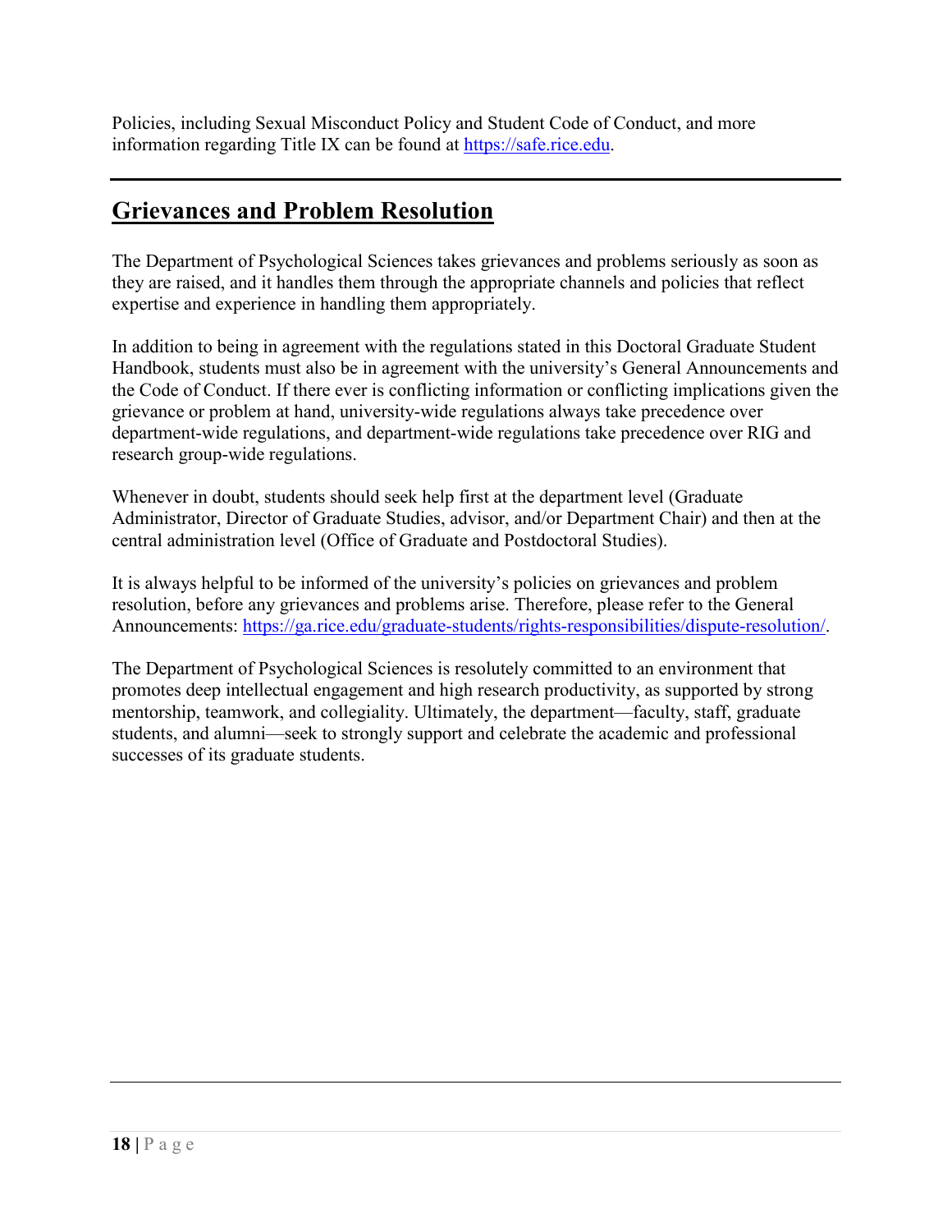Policies, including Sexual Misconduct Policy and Student Code of Conduct, and more information regarding Title IX can be found at [https://safe.rice.edu](https://safe.rice.edu).

---

## Grievances and Problem Resolution

The Department of Psychological Sciences takes grievances and problems seriously as soon as they are raised, and it handles them through the appropriate channels and policies that reflect expertise and experience in handling them appropriately.

In addition to being in agreement with the regulations stated in this Doctoral Graduate Student Handbook, students must also be in agreement with the university's General Announcements and the Code of Conduct. If there ever is conflicting information or conflicting implications given the grievance or problem at hand, university-wide regulations always take precedence over department-wide regulations, and department-wide regulations take precedence over RIG and research group-wide regulations.

Whenever in doubt, students should seek help first at the department level (Graduate Administrator, Director of Graduate Studies, advisor, and/or Department Chair) and then at the central administration level (Office of Graduate and Postdoctoral Studies).

It is always helpful to be informed of the university's policies on grievances and problem resolution, before any grievances and problems arise. Therefore, please refer to the General Announcements: [https://ga.rice.edu/graduate-students/rights-responsibilities/dispute-resolution/](https://ga.rice.edu/graduate-students/rights-responsibilities/dispute-resolution/).

The Department of Psychological Sciences is resolutely committed to an environment that promotes deep intellectual engagement and high research productivity, as supported by strong mentorship, teamwork, and collegiality. Ultimately, the department—faculty, staff, graduate students, and alumni—seek to strongly support and celebrate the academic and professional successes of its graduate students.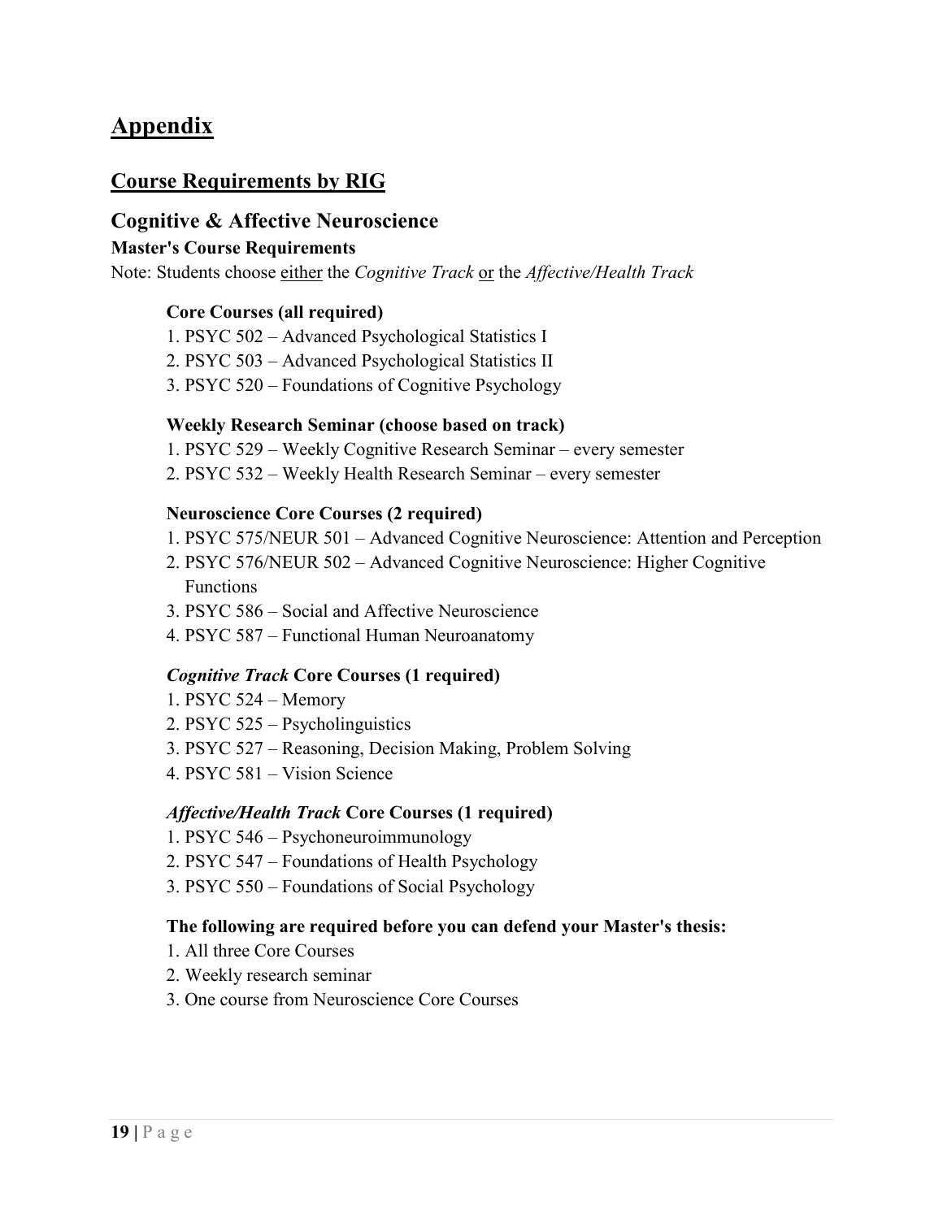# Appendix

## Course Requirements by RIG

### Cognitive & Affective Neuroscience

#### Master's Course Requirements

Note: Students choose either the *Cognitive Track* or the *Affective/Health Track*

**Core Courses (all required)**

1. PSYC 502 – Advanced Psychological Statistics I
2. PSYC 503 – Advanced Psychological Statistics II
3. PSYC 520 – Foundations of Cognitive Psychology

**Weekly Research Seminar (choose based on track)**

1. PSYC 529 – Weekly Cognitive Research Seminar – every semester
2. PSYC 532 – Weekly Health Research Seminar – every semester

**Neuroscience Core Courses (2 required)**

1. PSYC 575/NEUR 501 – Advanced Cognitive Neuroscience: Attention and Perception
2. PSYC 576/NEUR 502 – Advanced Cognitive Neuroscience: Higher Cognitive Functions
3. PSYC 586 – Social and Affective Neuroscience
4. PSYC 587 – Functional Human Neuroanatomy

***Cognitive Track* Core Courses (1 required)**

1. PSYC 524 – Memory
2. PSYC 525 – Psycholinguistics
3. PSYC 527 – Reasoning, Decision Making, Problem Solving
4. PSYC 581 – Vision Science

***Affective/Health Track* Core Courses (1 required)**

1. PSYC 546 – Psychoneuroimmunology
2. PSYC 547 – Foundations of Health Psychology
3. PSYC 550 – Foundations of Social Psychology

**The following are required before you can defend your Master's thesis:**

1. All three Core Courses
2. Weekly research seminar
3. One course from Neuroscience Core Courses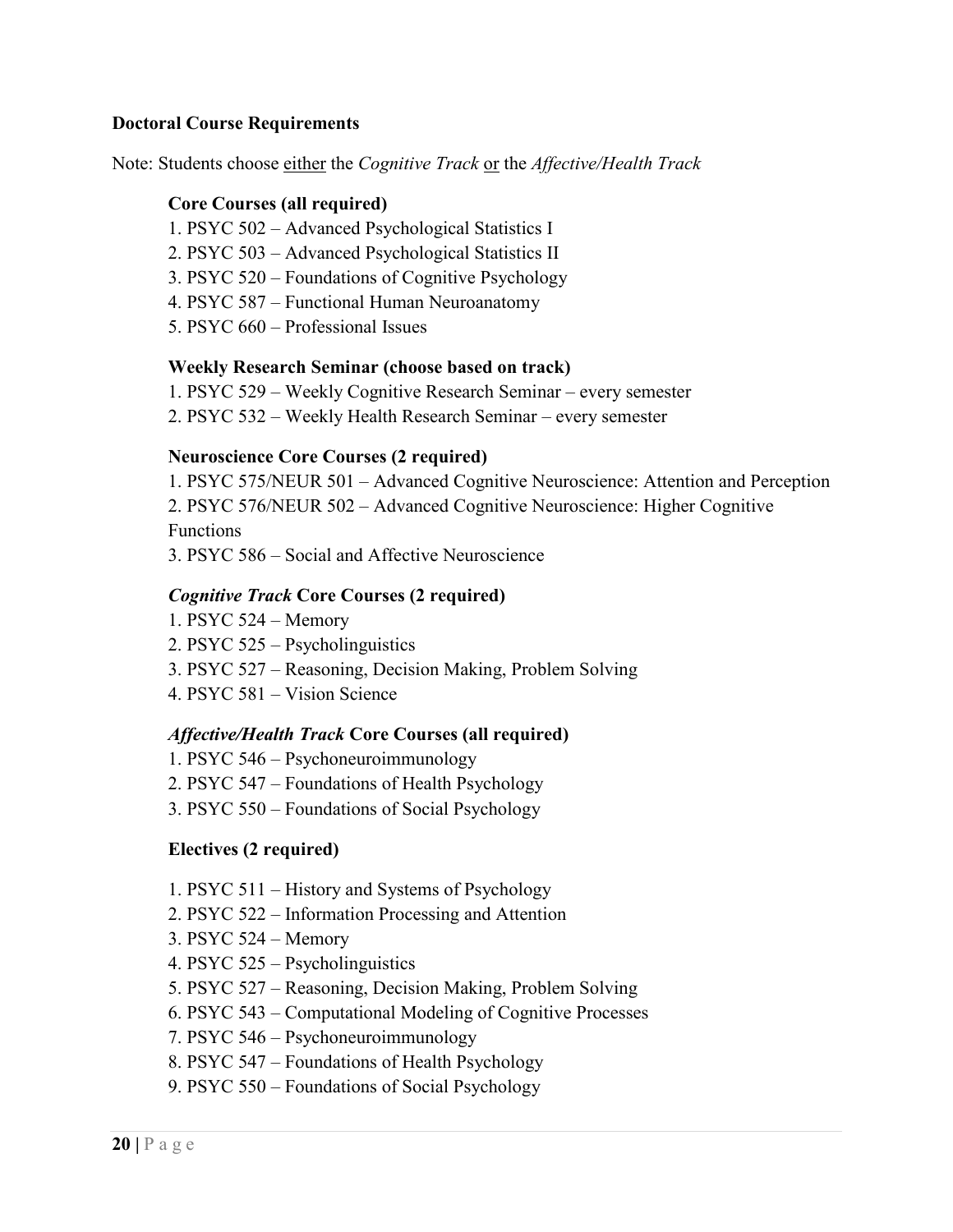**Doctoral Course Requirements**

Note: Students choose <u>either</u> the *Cognitive Track* <u>or</u> the *Affective/Health Track*

**Core Courses (all required)**

1. PSYC 502 – Advanced Psychological Statistics I
2. PSYC 503 – Advanced Psychological Statistics II
3. PSYC 520 – Foundations of Cognitive Psychology
4. PSYC 587 – Functional Human Neuroanatomy
5. PSYC 660 – Professional Issues

**Weekly Research Seminar (choose based on track)**

1. PSYC 529 – Weekly Cognitive Research Seminar – every semester
2. PSYC 532 – Weekly Health Research Seminar – every semester

**Neuroscience Core Courses (2 required)**

1. PSYC 575/NEUR 501 – Advanced Cognitive Neuroscience: Attention and Perception
2. PSYC 576/NEUR 502 – Advanced Cognitive Neuroscience: Higher Cognitive Functions
3. PSYC 586 – Social and Affective Neuroscience

***Cognitive Track* Core Courses (2 required)**

1. PSYC 524 – Memory
2. PSYC 525 – Psycholinguistics
3. PSYC 527 – Reasoning, Decision Making, Problem Solving
4. PSYC 581 – Vision Science

***Affective/Health Track* Core Courses (all required)**

1. PSYC 546 – Psychoneuroimmunology
2. PSYC 547 – Foundations of Health Psychology
3. PSYC 550 – Foundations of Social Psychology

**Electives (2 required)**

1. PSYC 511 – History and Systems of Psychology
2. PSYC 522 – Information Processing and Attention
3. PSYC 524 – Memory
4. PSYC 525 – Psycholinguistics
5. PSYC 527 – Reasoning, Decision Making, Problem Solving
6. PSYC 543 – Computational Modeling of Cognitive Processes
7. PSYC 546 – Psychoneuroimmunology
8. PSYC 547 – Foundations of Health Psychology
9. PSYC 550 – Foundations of Social Psychology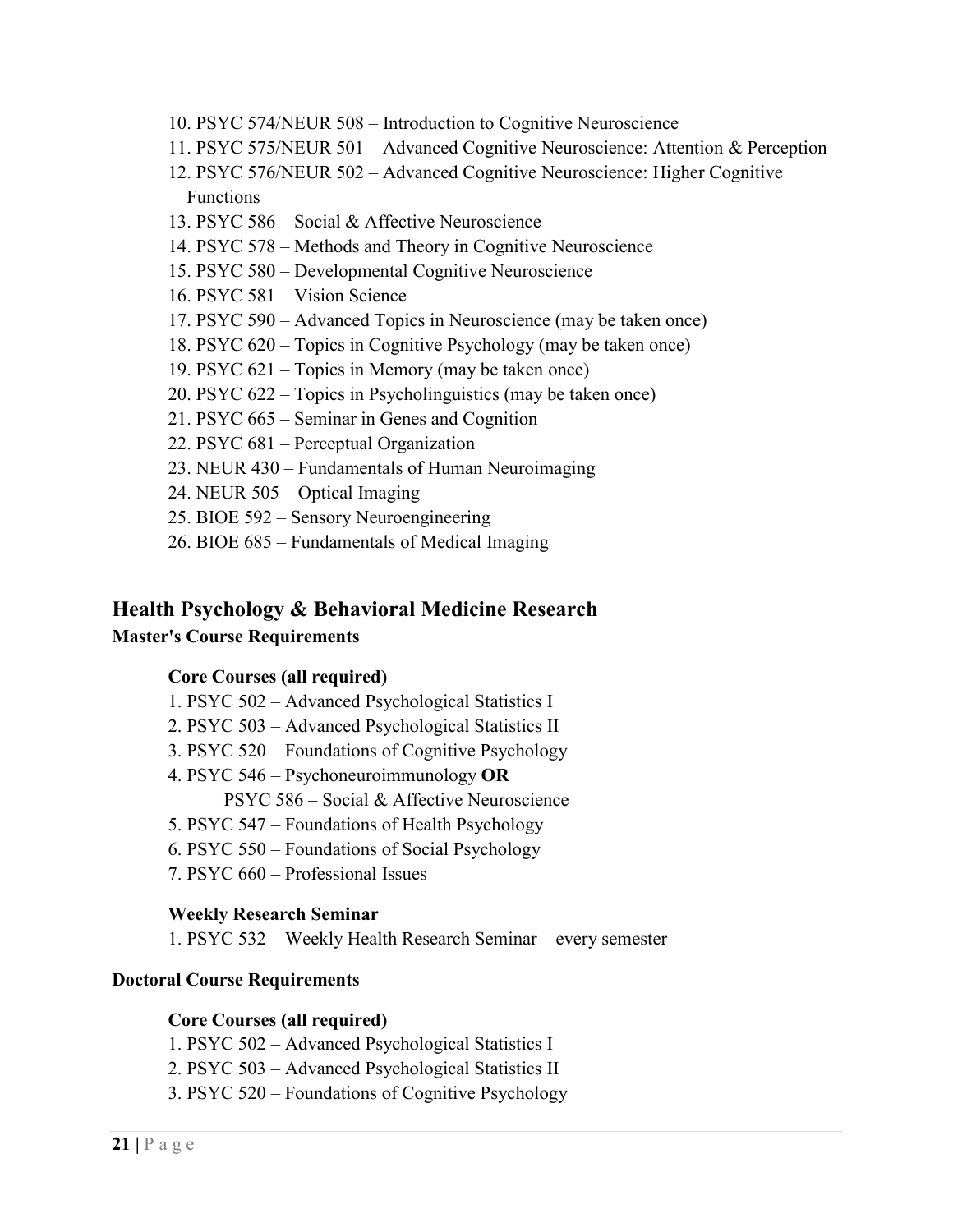10. PSYC 574/NEUR 508 – Introduction to Cognitive Neuroscience
11. PSYC 575/NEUR 501 – Advanced Cognitive Neuroscience: Attention & Perception
12. PSYC 576/NEUR 502 – Advanced Cognitive Neuroscience: Higher Cognitive Functions
13. PSYC 586 – Social & Affective Neuroscience
14. PSYC 578 – Methods and Theory in Cognitive Neuroscience
15. PSYC 580 – Developmental Cognitive Neuroscience
16. PSYC 581 – Vision Science
17. PSYC 590 – Advanced Topics in Neuroscience (may be taken once)
18. PSYC 620 – Topics in Cognitive Psychology (may be taken once)
19. PSYC 621 – Topics in Memory (may be taken once)
20. PSYC 622 – Topics in Psycholinguistics (may be taken once)
21. PSYC 665 – Seminar in Genes and Cognition
22. PSYC 681 – Perceptual Organization
23. NEUR 430 – Fundamentals of Human Neuroimaging
24. NEUR 505 – Optical Imaging
25. BIOE 592 – Sensory Neuroengineering
26. BIOE 685 – Fundamentals of Medical Imaging

## Health Psychology & Behavioral Medicine Research

### Master's Course Requirements

#### Core Courses (all required)

1. PSYC 502 – Advanced Psychological Statistics I
2. PSYC 503 – Advanced Psychological Statistics II
3. PSYC 520 – Foundations of Cognitive Psychology
4. PSYC 546 – Psychoneuroimmunology **OR**
   PSYC 586 – Social & Affective Neuroscience
5. PSYC 547 – Foundations of Health Psychology
6. PSYC 550 – Foundations of Social Psychology
7. PSYC 660 – Professional Issues

#### Weekly Research Seminar

1. PSYC 532 – Weekly Health Research Seminar – every semester

### Doctoral Course Requirements

#### Core Courses (all required)

1. PSYC 502 – Advanced Psychological Statistics I
2. PSYC 503 – Advanced Psychological Statistics II
3. PSYC 520 – Foundations of Cognitive Psychology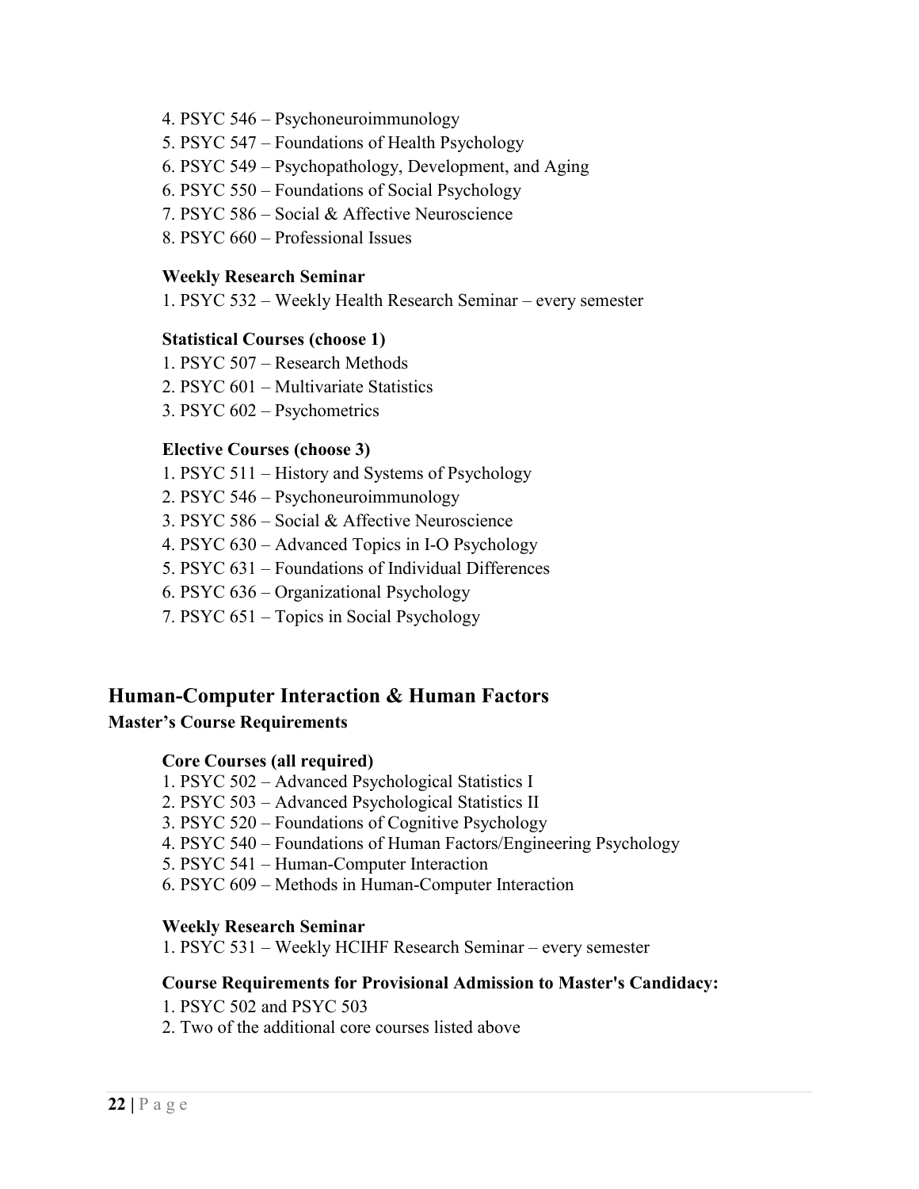4. PSYC 546 – Psychoneuroimmunology
5. PSYC 547 – Foundations of Health Psychology
6. PSYC 549 – Psychopathology, Development, and Aging
6. PSYC 550 – Foundations of Social Psychology
7. PSYC 586 – Social & Affective Neuroscience
8. PSYC 660 – Professional Issues

**Weekly Research Seminar**

1. PSYC 532 – Weekly Health Research Seminar – every semester

**Statistical Courses (choose 1)**

1. PSYC 507 – Research Methods
2. PSYC 601 – Multivariate Statistics
3. PSYC 602 – Psychometrics

**Elective Courses (choose 3)**

1. PSYC 511 – History and Systems of Psychology
2. PSYC 546 – Psychoneuroimmunology
3. PSYC 586 – Social & Affective Neuroscience
4. PSYC 630 – Advanced Topics in I-O Psychology
5. PSYC 631 – Foundations of Individual Differences
6. PSYC 636 – Organizational Psychology
7. PSYC 651 – Topics in Social Psychology

## Human-Computer Interaction & Human Factors

### Master's Course Requirements

**Core Courses (all required)**

1. PSYC 502 – Advanced Psychological Statistics I
2. PSYC 503 – Advanced Psychological Statistics II
3. PSYC 520 – Foundations of Cognitive Psychology
4. PSYC 540 – Foundations of Human Factors/Engineering Psychology
5. PSYC 541 – Human-Computer Interaction
6. PSYC 609 – Methods in Human-Computer Interaction

**Weekly Research Seminar**

1. PSYC 531 – Weekly HCIHF Research Seminar – every semester

**Course Requirements for Provisional Admission to Master's Candidacy:**

1. PSYC 502 and PSYC 503
2. Two of the additional core courses listed above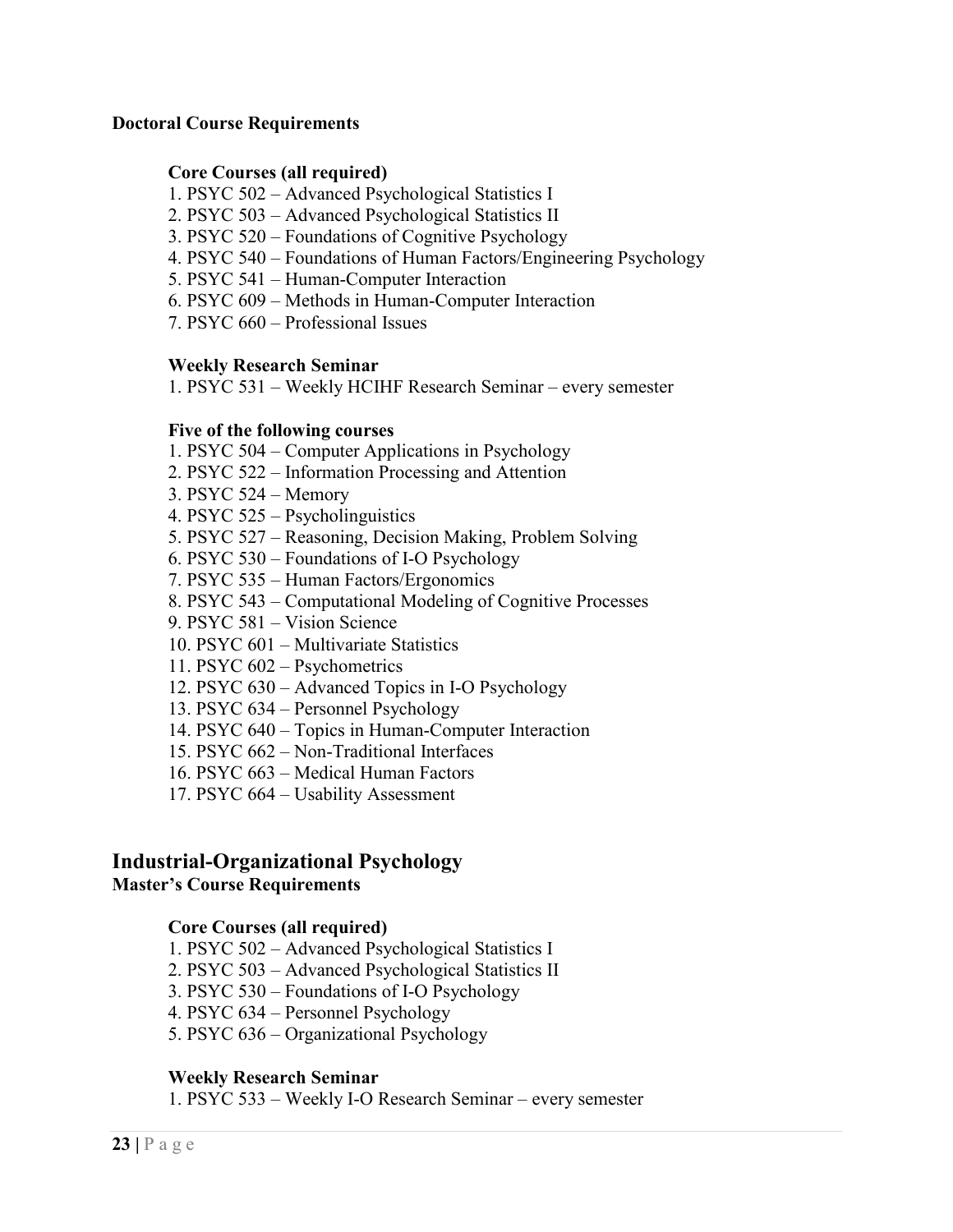**Doctoral Course Requirements**

**Core Courses (all required)**

1. PSYC 502 – Advanced Psychological Statistics I
2. PSYC 503 – Advanced Psychological Statistics II
3. PSYC 520 – Foundations of Cognitive Psychology
4. PSYC 540 – Foundations of Human Factors/Engineering Psychology
5. PSYC 541 – Human-Computer Interaction
6. PSYC 609 – Methods in Human-Computer Interaction
7. PSYC 660 – Professional Issues

**Weekly Research Seminar**

1. PSYC 531 – Weekly HCIHF Research Seminar – every semester

**Five of the following courses**

1. PSYC 504 – Computer Applications in Psychology
2. PSYC 522 – Information Processing and Attention
3. PSYC 524 – Memory
4. PSYC 525 – Psycholinguistics
5. PSYC 527 – Reasoning, Decision Making, Problem Solving
6. PSYC 530 – Foundations of I-O Psychology
7. PSYC 535 – Human Factors/Ergonomics
8. PSYC 543 – Computational Modeling of Cognitive Processes
9. PSYC 581 – Vision Science
10. PSYC 601 – Multivariate Statistics
11. PSYC 602 – Psychometrics
12. PSYC 630 – Advanced Topics in I-O Psychology
13. PSYC 634 – Personnel Psychology
14. PSYC 640 – Topics in Human-Computer Interaction
15. PSYC 662 – Non-Traditional Interfaces
16. PSYC 663 – Medical Human Factors
17. PSYC 664 – Usability Assessment

## Industrial-Organizational Psychology

**Master's Course Requirements**

**Core Courses (all required)**

1. PSYC 502 – Advanced Psychological Statistics I
2. PSYC 503 – Advanced Psychological Statistics II
3. PSYC 530 – Foundations of I-O Psychology
4. PSYC 634 – Personnel Psychology
5. PSYC 636 – Organizational Psychology

**Weekly Research Seminar**

1. PSYC 533 – Weekly I-O Research Seminar – every semester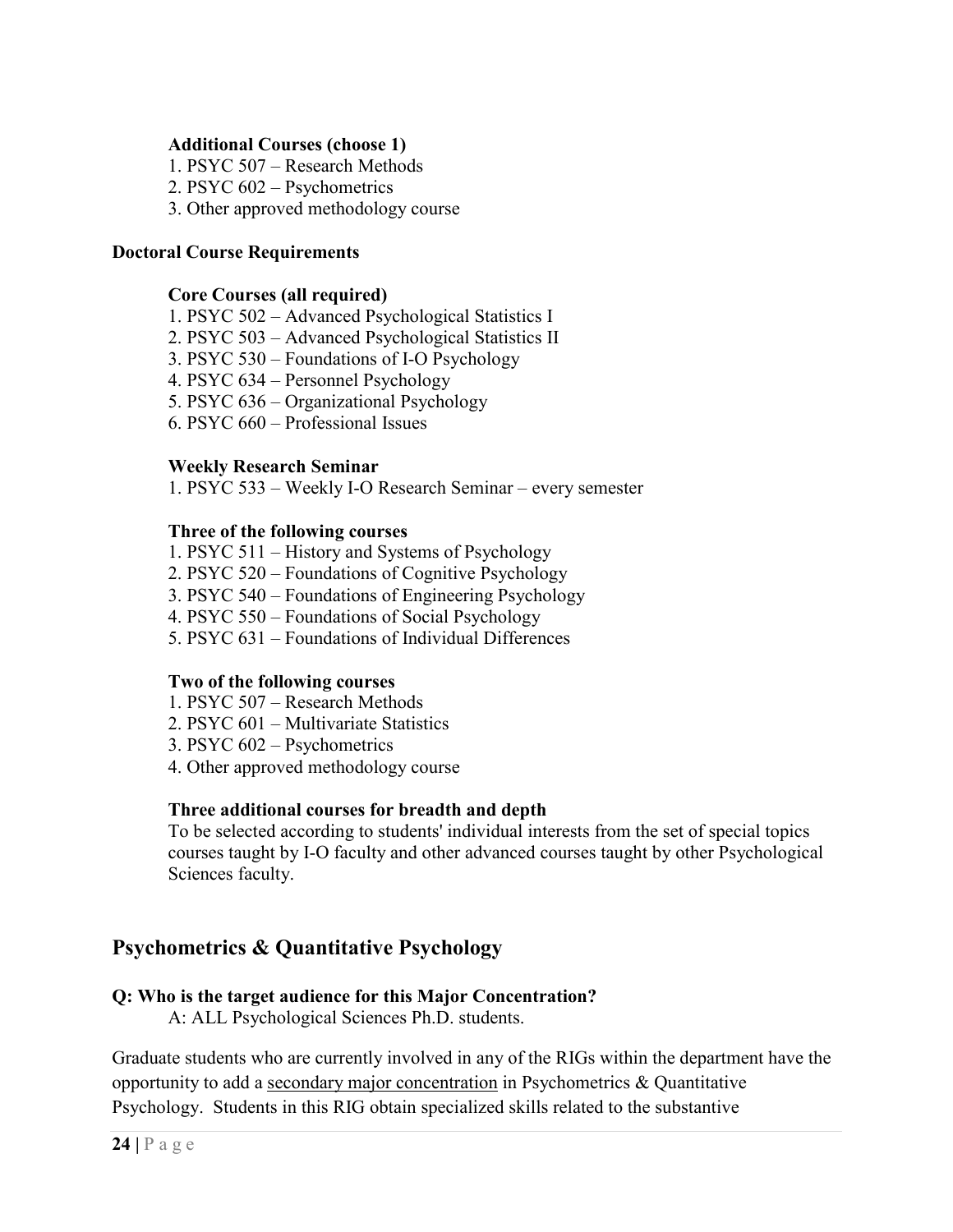**Additional Courses (choose 1)**

1. PSYC 507 – Research Methods
2. PSYC 602 – Psychometrics
3. Other approved methodology course

**Doctoral Course Requirements**

**Core Courses (all required)**

1. PSYC 502 – Advanced Psychological Statistics I
2. PSYC 503 – Advanced Psychological Statistics II
3. PSYC 530 – Foundations of I-O Psychology
4. PSYC 634 – Personnel Psychology
5. PSYC 636 – Organizational Psychology
6. PSYC 660 – Professional Issues

**Weekly Research Seminar**

1. PSYC 533 – Weekly I-O Research Seminar – every semester

**Three of the following courses**

1. PSYC 511 – History and Systems of Psychology
2. PSYC 520 – Foundations of Cognitive Psychology
3. PSYC 540 – Foundations of Engineering Psychology
4. PSYC 550 – Foundations of Social Psychology
5. PSYC 631 – Foundations of Individual Differences

**Two of the following courses**

1. PSYC 507 – Research Methods
2. PSYC 601 – Multivariate Statistics
3. PSYC 602 – Psychometrics
4. Other approved methodology course

**Three additional courses for breadth and depth**

To be selected according to students' individual interests from the set of special topics courses taught by I-O faculty and other advanced courses taught by other Psychological Sciences faculty.

## Psychometrics & Quantitative Psychology

**Q: Who is the target audience for this Major Concentration?**

A: ALL Psychological Sciences Ph.D. students.

Graduate students who are currently involved in any of the RIGs within the department have the opportunity to add a secondary major concentration in Psychometrics & Quantitative Psychology. Students in this RIG obtain specialized skills related to the substantive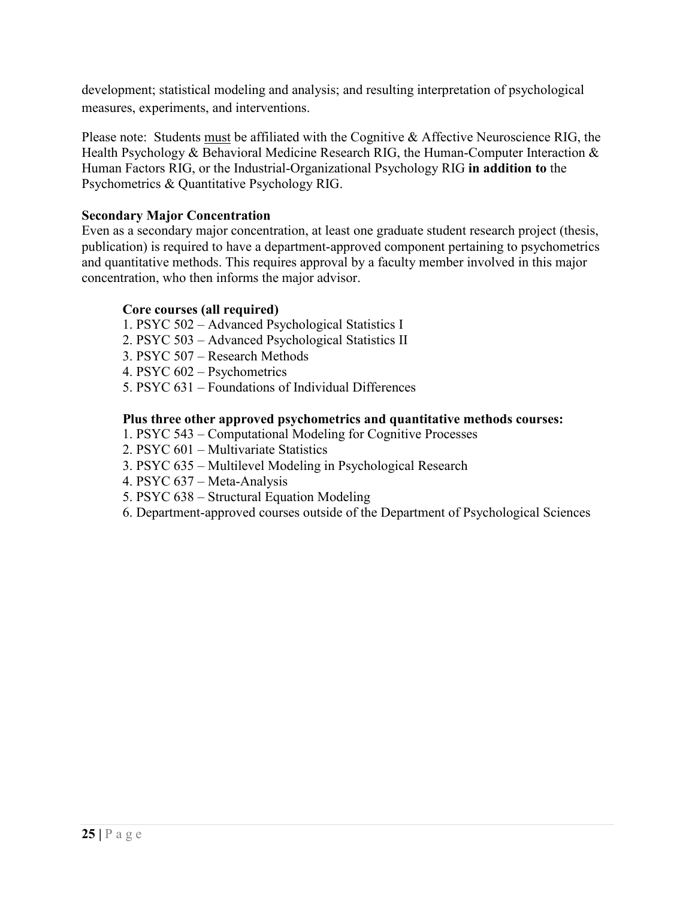development; statistical modeling and analysis; and resulting interpretation of psychological measures, experiments, and interventions.

Please note: Students <u>must</u> be affiliated with the Cognitive & Affective Neuroscience RIG, the Health Psychology & Behavioral Medicine Research RIG, the Human-Computer Interaction & Human Factors RIG, or the Industrial-Organizational Psychology RIG **in addition to** the Psychometrics & Quantitative Psychology RIG.

**Secondary Major Concentration**

Even as a secondary major concentration, at least one graduate student research project (thesis, publication) is required to have a department-approved component pertaining to psychometrics and quantitative methods. This requires approval by a faculty member involved in this major concentration, who then informs the major advisor.

**Core courses (all required)**

1. PSYC 502 – Advanced Psychological Statistics I
2. PSYC 503 – Advanced Psychological Statistics II
3. PSYC 507 – Research Methods
4. PSYC 602 – Psychometrics
5. PSYC 631 – Foundations of Individual Differences

**Plus three other approved psychometrics and quantitative methods courses:**

1. PSYC 543 – Computational Modeling for Cognitive Processes
2. PSYC 601 – Multivariate Statistics
3. PSYC 635 – Multilevel Modeling in Psychological Research
4. PSYC 637 – Meta-Analysis
5. PSYC 638 – Structural Equation Modeling
6. Department-approved courses outside of the Department of Psychological Sciences